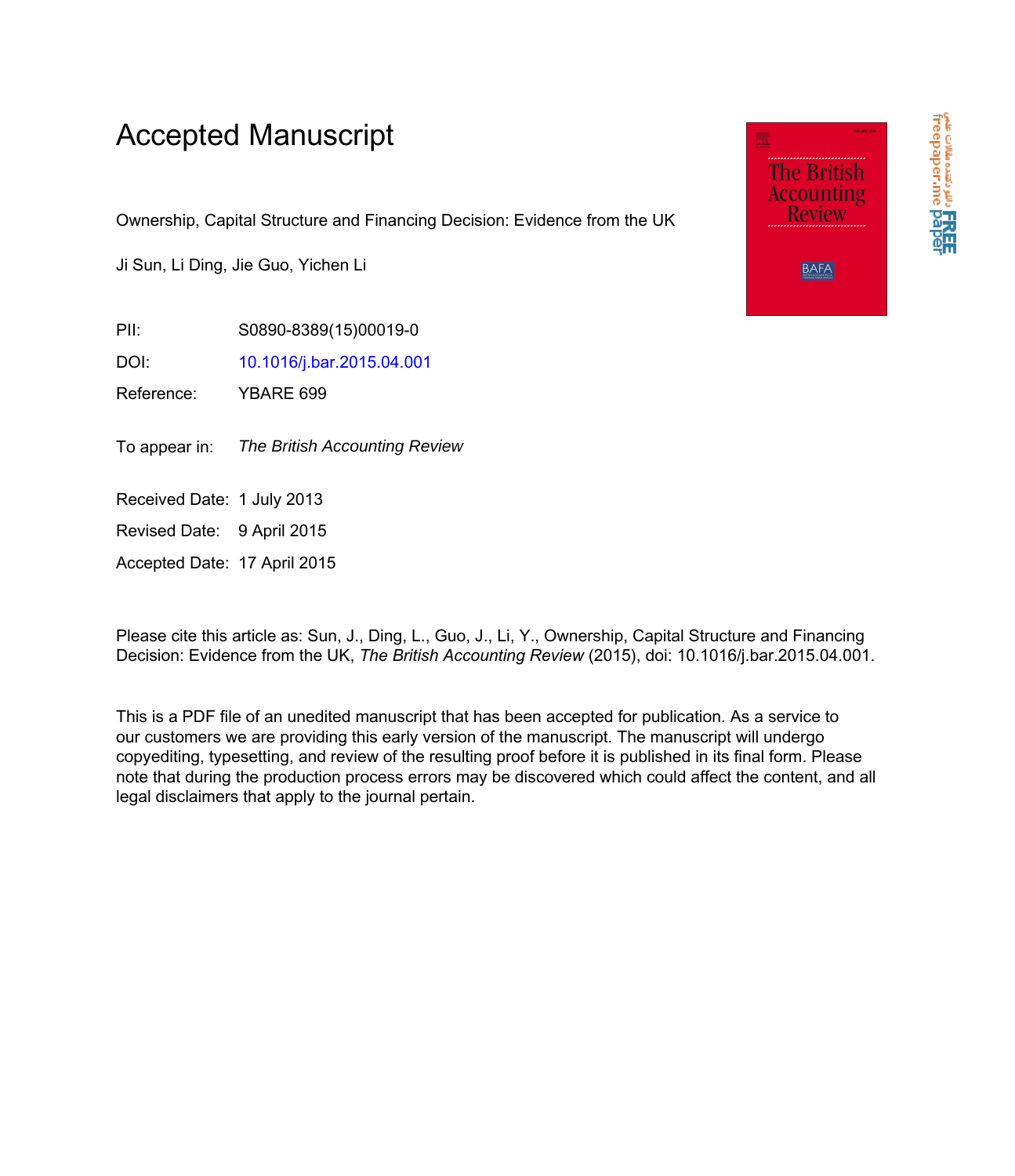# Accepted Manuscript

Ownership, Capital Structure and Financing Decision: Evidence from the UK

Ji Sun, Li Ding, Jie Guo, Yichen Li

| | |
|---|---|
| PII: | S0890-8389(15)00019-0 |
| DOI: | 10.1016/j.bar.2015.04.001 |
| Reference: | YBARE 699 |

To appear in: *The British Accounting Review*

| | |
|---|---|
| Received Date: | 1 July 2013 |
| Revised Date: | 9 April 2015 |
| Accepted Date: | 17 April 2015 |

Please cite this article as: Sun, J., Ding, L., Guo, J., Li, Y., Ownership, Capital Structure and Financing Decision: Evidence from the UK, *The British Accounting Review* (2015), doi: 10.1016/j.bar.2015.04.001.

This is a PDF file of an unedited manuscript that has been accepted for publication. As a service to our customers we are providing this early version of the manuscript. The manuscript will undergo copyediting, typesetting, and review of the resulting proof before it is published in its final form. Please note that during the production process errors may be discovered which could affect the content, and all legal disclaimers that apply to the journal pertain.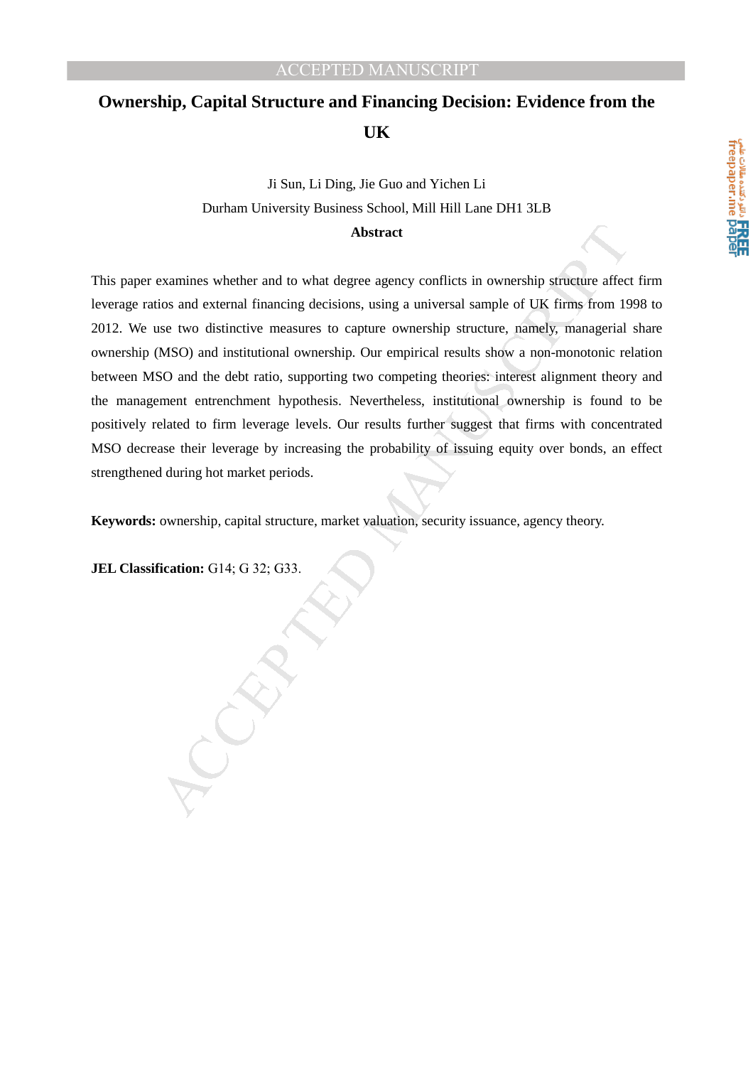# Ownership, Capital Structure and Financing Decision: Evidence from the UK

Ji Sun, Li Ding, Jie Guo and Yichen Li

Durham University Business School, Mill Hill Lane DH1 3LB

**Abstract**

This paper examines whether and to what degree agency conflicts in ownership structure affect firm leverage ratios and external financing decisions, using a universal sample of UK firms from 1998 to 2012. We use two distinctive measures to capture ownership structure, namely, managerial share ownership (MSO) and institutional ownership. Our empirical results show a non-monotonic relation between MSO and the debt ratio, supporting two competing theories: interest alignment theory and the management entrenchment hypothesis. Nevertheless, institutional ownership is found to be positively related to firm leverage levels. Our results further suggest that firms with concentrated MSO decrease their leverage by increasing the probability of issuing equity over bonds, an effect strengthened during hot market periods.

**Keywords:** ownership, capital structure, market valuation, security issuance, agency theory.

**JEL Classification:** G14; G 32; G33.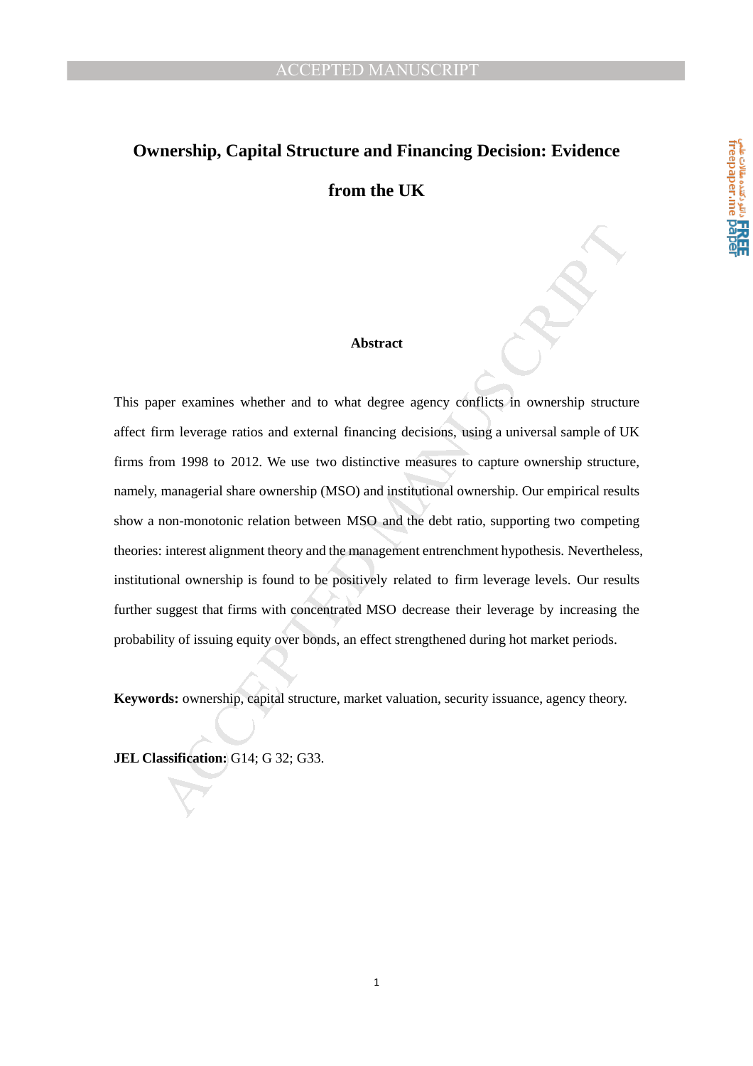# Ownership, Capital Structure and Financing Decision: Evidence from the UK

## Abstract

This paper examines whether and to what degree agency conflicts in ownership structure affect firm leverage ratios and external financing decisions, using a universal sample of UK firms from 1998 to 2012. We use two distinctive measures to capture ownership structure, namely, managerial share ownership (MSO) and institutional ownership. Our empirical results show a non-monotonic relation between MSO and the debt ratio, supporting two competing theories: interest alignment theory and the management entrenchment hypothesis. Nevertheless, institutional ownership is found to be positively related to firm leverage levels. Our results further suggest that firms with concentrated MSO decrease their leverage by increasing the probability of issuing equity over bonds, an effect strengthened during hot market periods.

**Keywords:** ownership, capital structure, market valuation, security issuance, agency theory.

**JEL Classification:** G14; G 32; G33.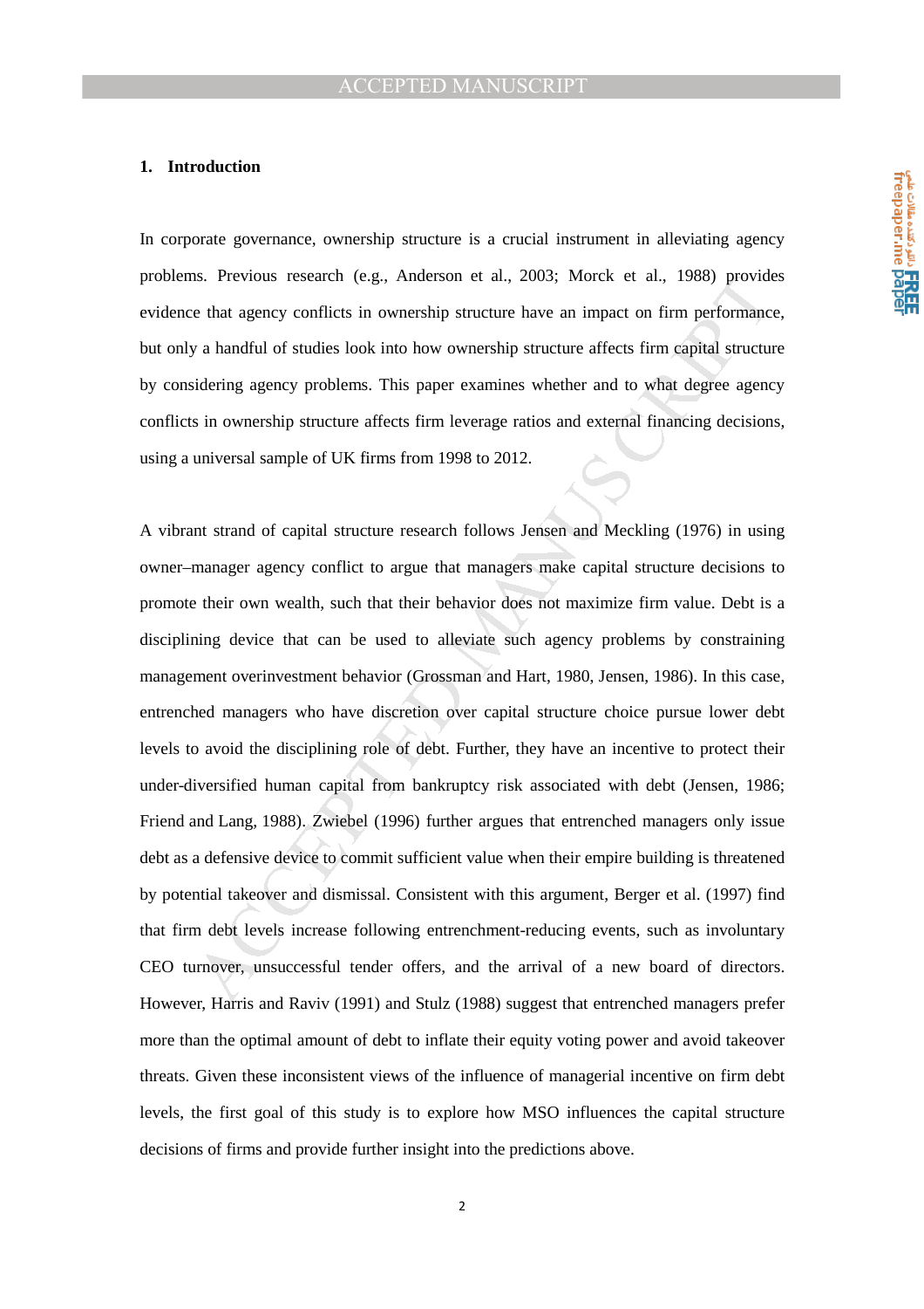## 1. Introduction

In corporate governance, ownership structure is a crucial instrument in alleviating agency problems. Previous research (e.g., Anderson et al., 2003; Morck et al., 1988) provides evidence that agency conflicts in ownership structure have an impact on firm performance, but only a handful of studies look into how ownership structure affects firm capital structure by considering agency problems. This paper examines whether and to what degree agency conflicts in ownership structure affects firm leverage ratios and external financing decisions, using a universal sample of UK firms from 1998 to 2012.

A vibrant strand of capital structure research follows Jensen and Meckling (1976) in using owner–manager agency conflict to argue that managers make capital structure decisions to promote their own wealth, such that their behavior does not maximize firm value. Debt is a disciplining device that can be used to alleviate such agency problems by constraining management overinvestment behavior (Grossman and Hart, 1980, Jensen, 1986). In this case, entrenched managers who have discretion over capital structure choice pursue lower debt levels to avoid the disciplining role of debt. Further, they have an incentive to protect their under-diversified human capital from bankruptcy risk associated with debt (Jensen, 1986; Friend and Lang, 1988). Zwiebel (1996) further argues that entrenched managers only issue debt as a defensive device to commit sufficient value when their empire building is threatened by potential takeover and dismissal. Consistent with this argument, Berger et al. (1997) find that firm debt levels increase following entrenchment-reducing events, such as involuntary CEO turnover, unsuccessful tender offers, and the arrival of a new board of directors. However, Harris and Raviv (1991) and Stulz (1988) suggest that entrenched managers prefer more than the optimal amount of debt to inflate their equity voting power and avoid takeover threats. Given these inconsistent views of the influence of managerial incentive on firm debt levels, the first goal of this study is to explore how MSO influences the capital structure decisions of firms and provide further insight into the predictions above.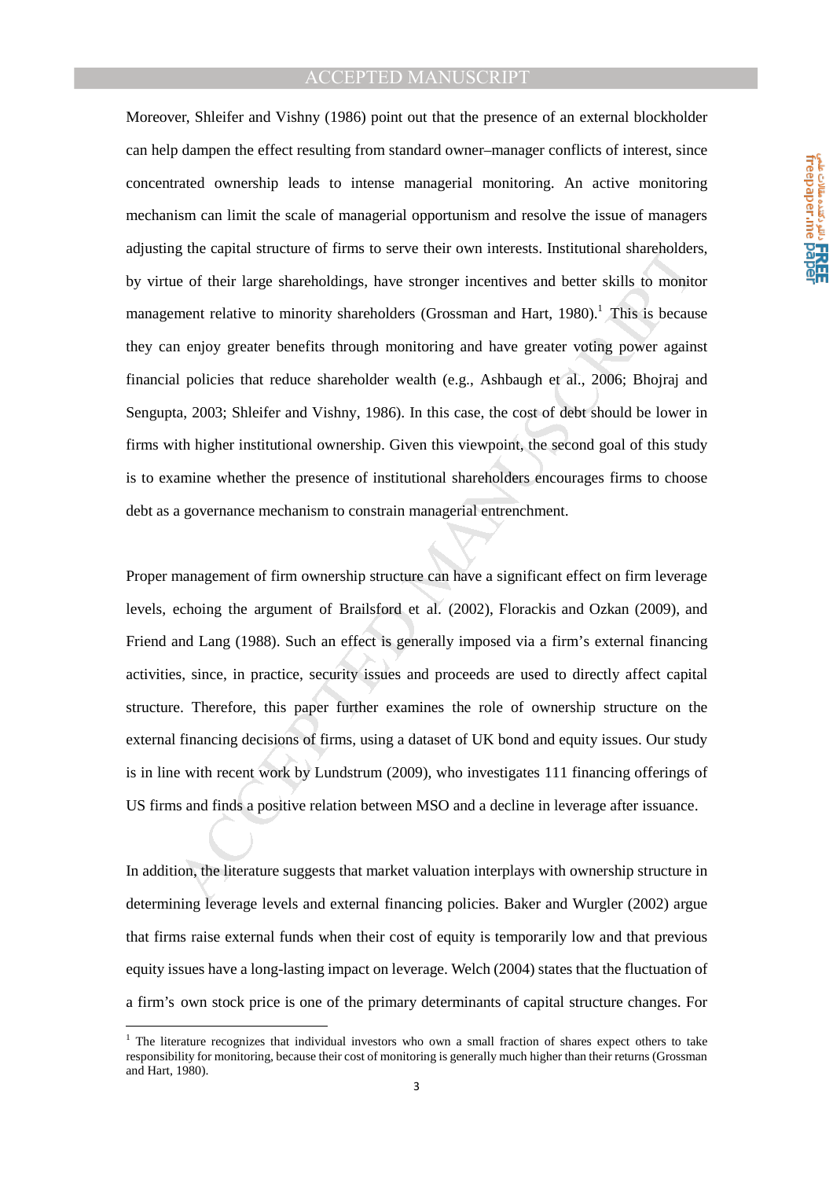Moreover, Shleifer and Vishny (1986) point out that the presence of an external blockholder can help dampen the effect resulting from standard owner–manager conflicts of interest, since concentrated ownership leads to intense managerial monitoring. An active monitoring mechanism can limit the scale of managerial opportunism and resolve the issue of managers adjusting the capital structure of firms to serve their own interests. Institutional shareholders, by virtue of their large shareholdings, have stronger incentives and better skills to monitor management relative to minority shareholders (Grossman and Hart, 1980).[1] This is because they can enjoy greater benefits through monitoring and have greater voting power against financial policies that reduce shareholder wealth (e.g., Ashbaugh et al., 2006; Bhojraj and Sengupta, 2003; Shleifer and Vishny, 1986). In this case, the cost of debt should be lower in firms with higher institutional ownership. Given this viewpoint, the second goal of this study is to examine whether the presence of institutional shareholders encourages firms to choose debt as a governance mechanism to constrain managerial entrenchment.

Proper management of firm ownership structure can have a significant effect on firm leverage levels, echoing the argument of Brailsford et al. (2002), Florackis and Ozkan (2009), and Friend and Lang (1988). Such an effect is generally imposed via a firm's external financing activities, since, in practice, security issues and proceeds are used to directly affect capital structure. Therefore, this paper further examines the role of ownership structure on the external financing decisions of firms, using a dataset of UK bond and equity issues. Our study is in line with recent work by Lundstrum (2009), who investigates 111 financing offerings of US firms and finds a positive relation between MSO and a decline in leverage after issuance.

In addition, the literature suggests that market valuation interplays with ownership structure in determining leverage levels and external financing policies. Baker and Wurgler (2002) argue that firms raise external funds when their cost of equity is temporarily low and that previous equity issues have a long-lasting impact on leverage. Welch (2004) states that the fluctuation of a firm's own stock price is one of the primary determinants of capital structure changes. For

[1] The literature recognizes that individual investors who own a small fraction of shares expect others to take responsibility for monitoring, because their cost of monitoring is generally much higher than their returns (Grossman and Hart, 1980).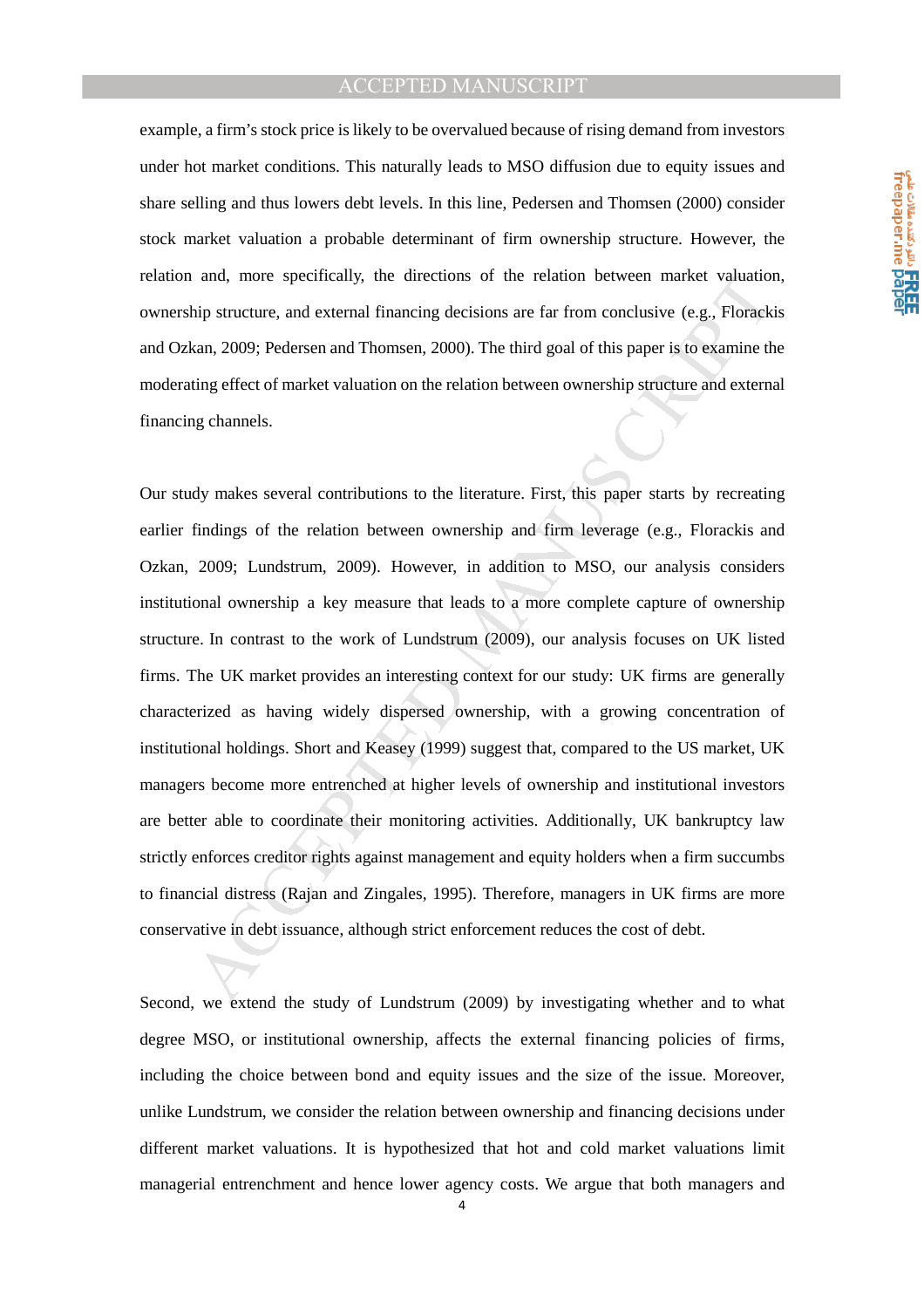example, a firm's stock price is likely to be overvalued because of rising demand from investors under hot market conditions. This naturally leads to MSO diffusion due to equity issues and share selling and thus lowers debt levels. In this line, Pedersen and Thomsen (2000) consider stock market valuation a probable determinant of firm ownership structure. However, the relation and, more specifically, the directions of the relation between market valuation, ownership structure, and external financing decisions are far from conclusive (e.g., Florackis and Ozkan, 2009; Pedersen and Thomsen, 2000). The third goal of this paper is to examine the moderating effect of market valuation on the relation between ownership structure and external financing channels.

Our study makes several contributions to the literature. First, this paper starts by recreating earlier findings of the relation between ownership and firm leverage (e.g., Florackis and Ozkan, 2009; Lundstrum, 2009). However, in addition to MSO, our analysis considers institutional ownership a key measure that leads to a more complete capture of ownership structure. In contrast to the work of Lundstrum (2009), our analysis focuses on UK listed firms. The UK market provides an interesting context for our study: UK firms are generally characterized as having widely dispersed ownership, with a growing concentration of institutional holdings. Short and Keasey (1999) suggest that, compared to the US market, UK managers become more entrenched at higher levels of ownership and institutional investors are better able to coordinate their monitoring activities. Additionally, UK bankruptcy law strictly enforces creditor rights against management and equity holders when a firm succumbs to financial distress (Rajan and Zingales, 1995). Therefore, managers in UK firms are more conservative in debt issuance, although strict enforcement reduces the cost of debt.

Second, we extend the study of Lundstrum (2009) by investigating whether and to what degree MSO, or institutional ownership, affects the external financing policies of firms, including the choice between bond and equity issues and the size of the issue. Moreover, unlike Lundstrum, we consider the relation between ownership and financing decisions under different market valuations. It is hypothesized that hot and cold market valuations limit managerial entrenchment and hence lower agency costs. We argue that both managers and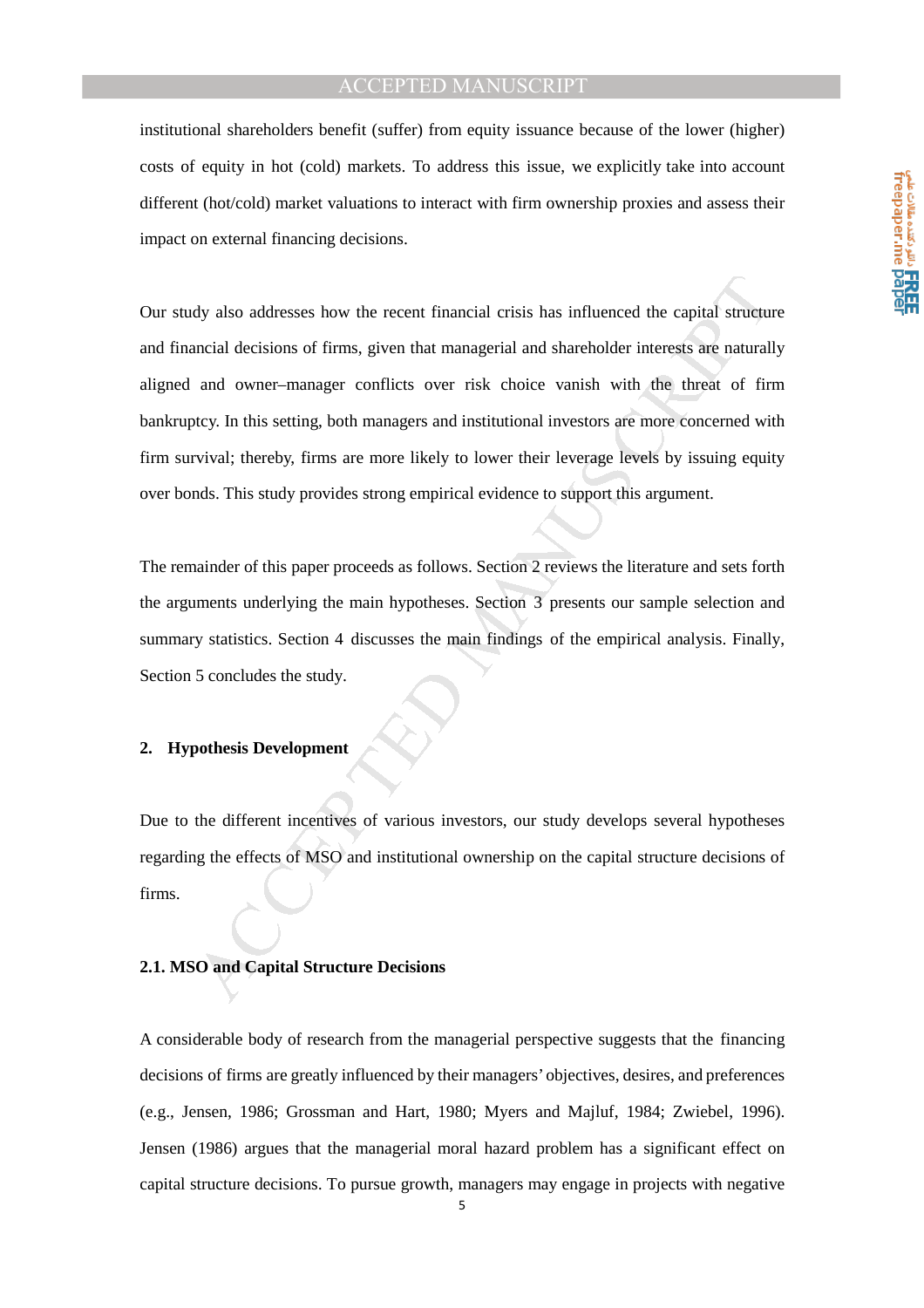institutional shareholders benefit (suffer) from equity issuance because of the lower (higher) costs of equity in hot (cold) markets. To address this issue, we explicitly take into account different (hot/cold) market valuations to interact with firm ownership proxies and assess their impact on external financing decisions.

Our study also addresses how the recent financial crisis has influenced the capital structure and financial decisions of firms, given that managerial and shareholder interests are naturally aligned and owner–manager conflicts over risk choice vanish with the threat of firm bankruptcy. In this setting, both managers and institutional investors are more concerned with firm survival; thereby, firms are more likely to lower their leverage levels by issuing equity over bonds. This study provides strong empirical evidence to support this argument.

The remainder of this paper proceeds as follows. Section 2 reviews the literature and sets forth the arguments underlying the main hypotheses. Section 3 presents our sample selection and summary statistics. Section 4 discusses the main findings of the empirical analysis. Finally, Section 5 concludes the study.

## 2. Hypothesis Development

Due to the different incentives of various investors, our study develops several hypotheses regarding the effects of MSO and institutional ownership on the capital structure decisions of firms.

### 2.1. MSO and Capital Structure Decisions

A considerable body of research from the managerial perspective suggests that the financing decisions of firms are greatly influenced by their managers' objectives, desires, and preferences (e.g., Jensen, 1986; Grossman and Hart, 1980; Myers and Majluf, 1984; Zwiebel, 1996). Jensen (1986) argues that the managerial moral hazard problem has a significant effect on capital structure decisions. To pursue growth, managers may engage in projects with negative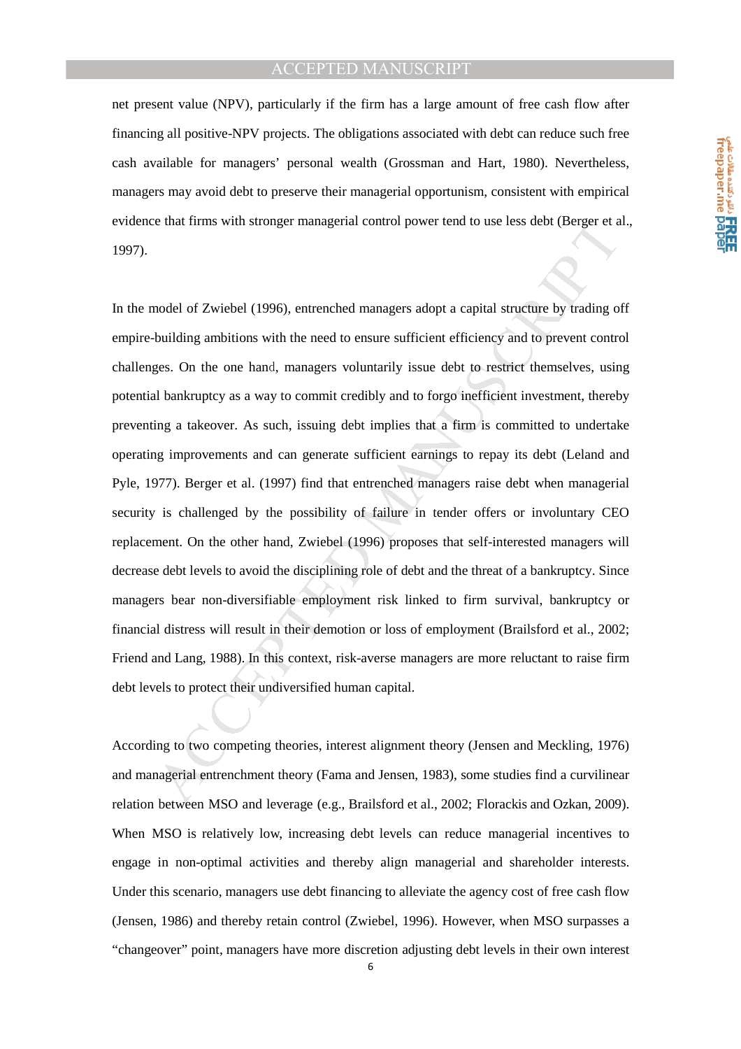net present value (NPV), particularly if the firm has a large amount of free cash flow after financing all positive-NPV projects. The obligations associated with debt can reduce such free cash available for managers' personal wealth (Grossman and Hart, 1980). Nevertheless, managers may avoid debt to preserve their managerial opportunism, consistent with empirical evidence that firms with stronger managerial control power tend to use less debt (Berger et al., 1997).

In the model of Zwiebel (1996), entrenched managers adopt a capital structure by trading off empire-building ambitions with the need to ensure sufficient efficiency and to prevent control challenges. On the one hand, managers voluntarily issue debt to restrict themselves, using potential bankruptcy as a way to commit credibly and to forgo inefficient investment, thereby preventing a takeover. As such, issuing debt implies that a firm is committed to undertake operating improvements and can generate sufficient earnings to repay its debt (Leland and Pyle, 1977). Berger et al. (1997) find that entrenched managers raise debt when managerial security is challenged by the possibility of failure in tender offers or involuntary CEO replacement. On the other hand, Zwiebel (1996) proposes that self-interested managers will decrease debt levels to avoid the disciplining role of debt and the threat of a bankruptcy. Since managers bear non-diversifiable employment risk linked to firm survival, bankruptcy or financial distress will result in their demotion or loss of employment (Brailsford et al., 2002; Friend and Lang, 1988). In this context, risk-averse managers are more reluctant to raise firm debt levels to protect their undiversified human capital.

According to two competing theories, interest alignment theory (Jensen and Meckling, 1976) and managerial entrenchment theory (Fama and Jensen, 1983), some studies find a curvilinear relation between MSO and leverage (e.g., Brailsford et al., 2002; Florackis and Ozkan, 2009). When MSO is relatively low, increasing debt levels can reduce managerial incentives to engage in non-optimal activities and thereby align managerial and shareholder interests. Under this scenario, managers use debt financing to alleviate the agency cost of free cash flow (Jensen, 1986) and thereby retain control (Zwiebel, 1996). However, when MSO surpasses a "changeover" point, managers have more discretion adjusting debt levels in their own interest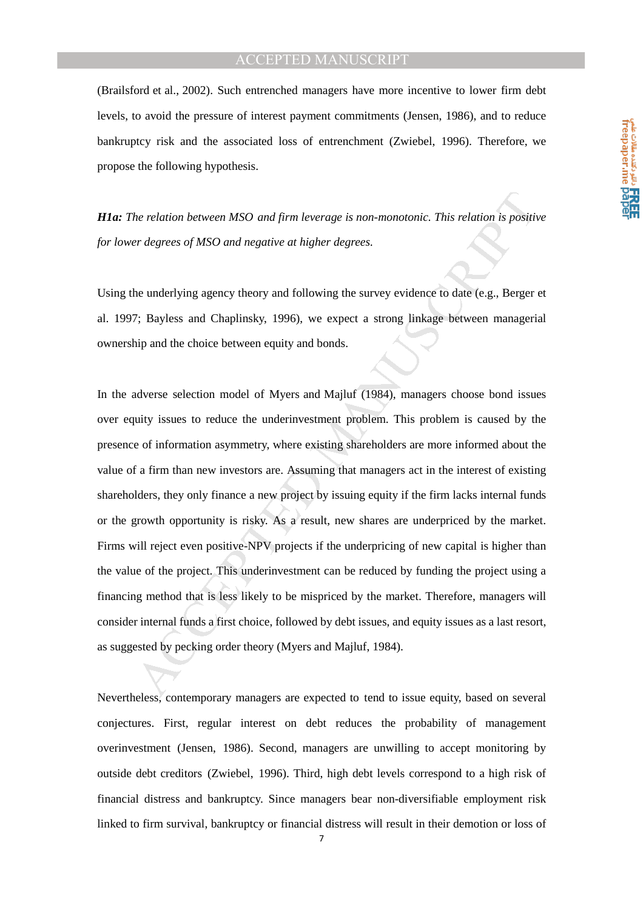(Brailsford et al., 2002). Such entrenched managers have more incentive to lower firm debt levels, to avoid the pressure of interest payment commitments (Jensen, 1986), and to reduce bankruptcy risk and the associated loss of entrenchment (Zwiebel, 1996). Therefore, we propose the following hypothesis.

***H1a:*** *The relation between MSO and firm leverage is non-monotonic. This relation is positive for lower degrees of MSO and negative at higher degrees.*

Using the underlying agency theory and following the survey evidence to date (e.g., Berger et al. 1997; Bayless and Chaplinsky, 1996), we expect a strong linkage between managerial ownership and the choice between equity and bonds.

In the adverse selection model of Myers and Majluf (1984), managers choose bond issues over equity issues to reduce the underinvestment problem. This problem is caused by the presence of information asymmetry, where existing shareholders are more informed about the value of a firm than new investors are. Assuming that managers act in the interest of existing shareholders, they only finance a new project by issuing equity if the firm lacks internal funds or the growth opportunity is risky. As a result, new shares are underpriced by the market. Firms will reject even positive-NPV projects if the underpricing of new capital is higher than the value of the project. This underinvestment can be reduced by funding the project using a financing method that is less likely to be mispriced by the market. Therefore, managers will consider internal funds a first choice, followed by debt issues, and equity issues as a last resort, as suggested by pecking order theory (Myers and Majluf, 1984).

Nevertheless, contemporary managers are expected to tend to issue equity, based on several conjectures. First, regular interest on debt reduces the probability of management overinvestment (Jensen, 1986). Second, managers are unwilling to accept monitoring by outside debt creditors (Zwiebel, 1996). Third, high debt levels correspond to a high risk of financial distress and bankruptcy. Since managers bear non-diversifiable employment risk linked to firm survival, bankruptcy or financial distress will result in their demotion or loss of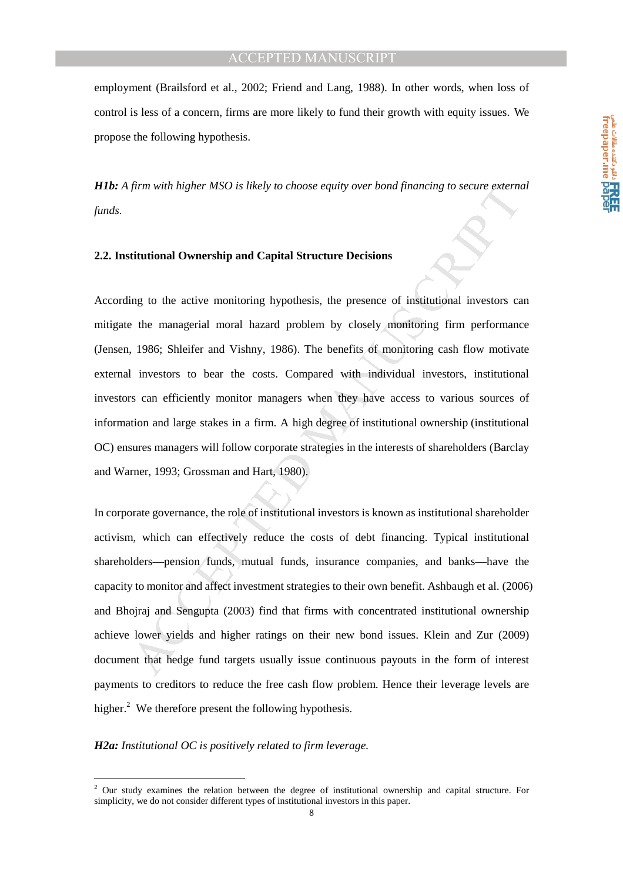employment (Brailsford et al., 2002; Friend and Lang, 1988). In other words, when loss of control is less of a concern, firms are more likely to fund their growth with equity issues. We propose the following hypothesis.

***H1b:*** *A firm with higher MSO is likely to choose equity over bond financing to secure external funds.*

**2.2. Institutional Ownership and Capital Structure Decisions**

According to the active monitoring hypothesis, the presence of institutional investors can mitigate the managerial moral hazard problem by closely monitoring firm performance (Jensen, 1986; Shleifer and Vishny, 1986). The benefits of monitoring cash flow motivate external investors to bear the costs. Compared with individual investors, institutional investors can efficiently monitor managers when they have access to various sources of information and large stakes in a firm. A high degree of institutional ownership (institutional OC) ensures managers will follow corporate strategies in the interests of shareholders (Barclay and Warner, 1993; Grossman and Hart, 1980).

In corporate governance, the role of institutional investors is known as institutional shareholder activism, which can effectively reduce the costs of debt financing. Typical institutional shareholders—pension funds, mutual funds, insurance companies, and banks—have the capacity to monitor and affect investment strategies to their own benefit. Ashbaugh et al. (2006) and Bhojraj and Sengupta (2003) find that firms with concentrated institutional ownership achieve lower yields and higher ratings on their new bond issues. Klein and Zur (2009) document that hedge fund targets usually issue continuous payouts in the form of interest payments to creditors to reduce the free cash flow problem. Hence their leverage levels are higher.[2] We therefore present the following hypothesis.

***H2a:*** *Institutional OC is positively related to firm leverage.*

[2] Our study examines the relation between the degree of institutional ownership and capital structure. For simplicity, we do not consider different types of institutional investors in this paper.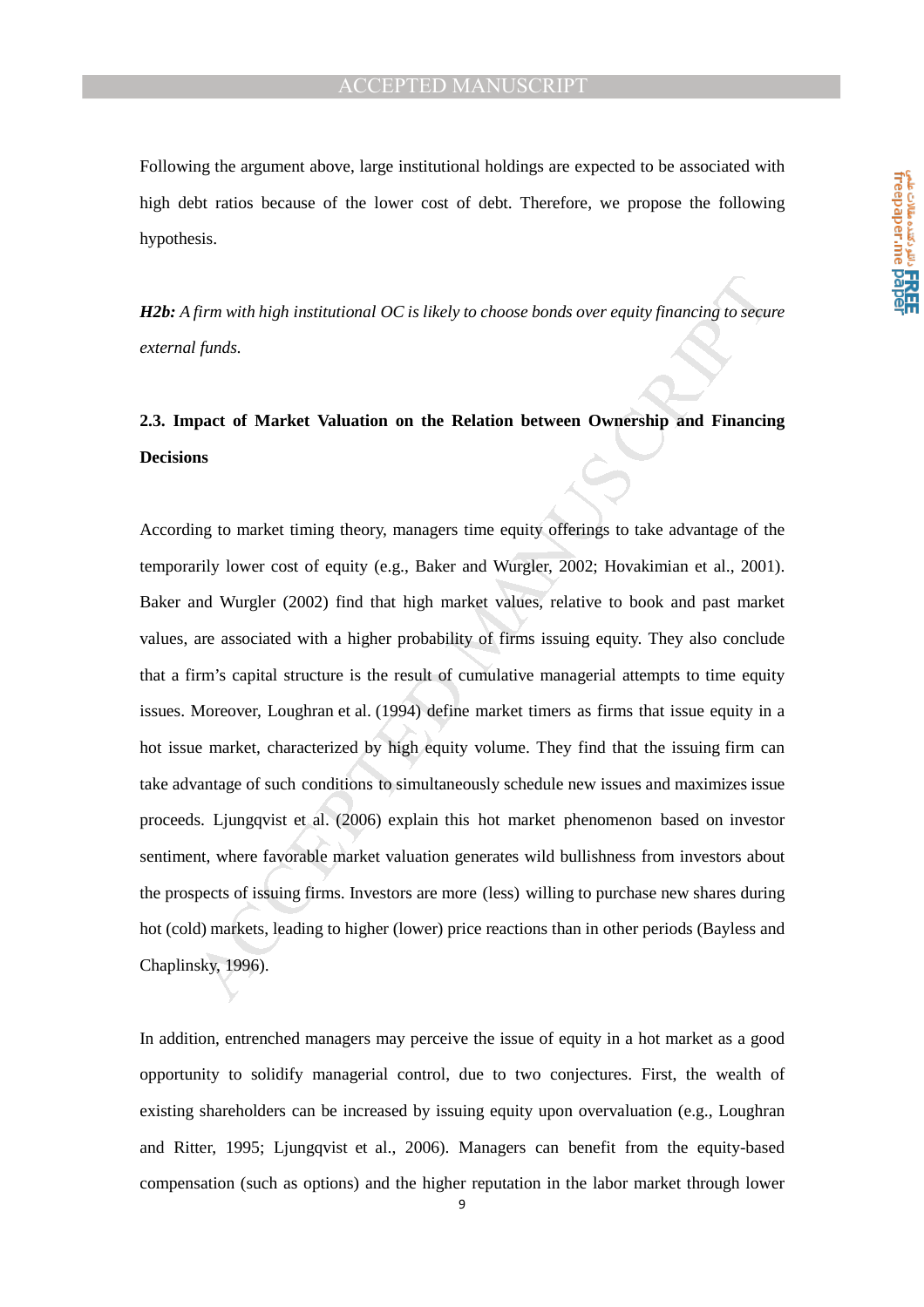Following the argument above, large institutional holdings are expected to be associated with high debt ratios because of the lower cost of debt. Therefore, we propose the following hypothesis.

***H2b:*** *A firm with high institutional OC is likely to choose bonds over equity financing to secure external funds.*

### 2.3. Impact of Market Valuation on the Relation between Ownership and Financing Decisions

According to market timing theory, managers time equity offerings to take advantage of the temporarily lower cost of equity (e.g., Baker and Wurgler, 2002; Hovakimian et al., 2001). Baker and Wurgler (2002) find that high market values, relative to book and past market values, are associated with a higher probability of firms issuing equity. They also conclude that a firm's capital structure is the result of cumulative managerial attempts to time equity issues. Moreover, Loughran et al. (1994) define market timers as firms that issue equity in a hot issue market, characterized by high equity volume. They find that the issuing firm can take advantage of such conditions to simultaneously schedule new issues and maximizes issue proceeds. Ljungqvist et al. (2006) explain this hot market phenomenon based on investor sentiment, where favorable market valuation generates wild bullishness from investors about the prospects of issuing firms. Investors are more (less) willing to purchase new shares during hot (cold) markets, leading to higher (lower) price reactions than in other periods (Bayless and Chaplinsky, 1996).

In addition, entrenched managers may perceive the issue of equity in a hot market as a good opportunity to solidify managerial control, due to two conjectures. First, the wealth of existing shareholders can be increased by issuing equity upon overvaluation (e.g., Loughran and Ritter, 1995; Ljungqvist et al., 2006). Managers can benefit from the equity-based compensation (such as options) and the higher reputation in the labor market through lower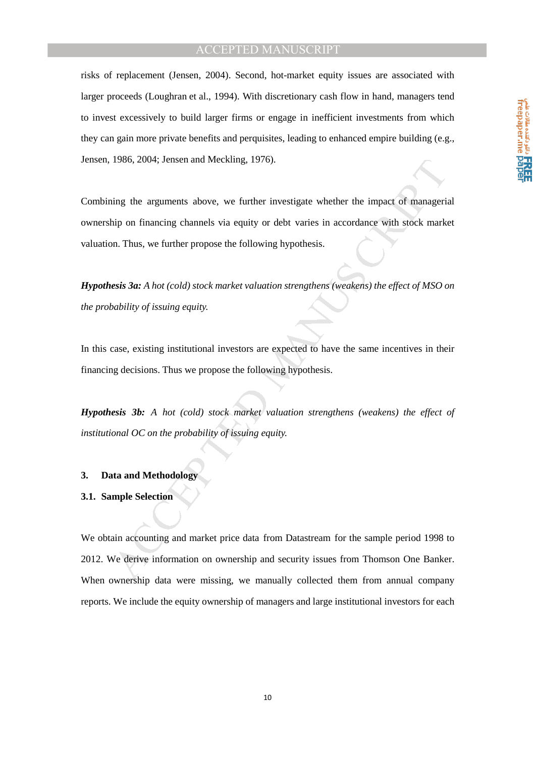risks of replacement (Jensen, 2004). Second, hot-market equity issues are associated with larger proceeds (Loughran et al., 1994). With discretionary cash flow in hand, managers tend to invest excessively to build larger firms or engage in inefficient investments from which they can gain more private benefits and perquisites, leading to enhanced empire building (e.g., Jensen, 1986, 2004; Jensen and Meckling, 1976).

Combining the arguments above, we further investigate whether the impact of managerial ownership on financing channels via equity or debt varies in accordance with stock market valuation. Thus, we further propose the following hypothesis.

***Hypothesis 3a:*** *A hot (cold) stock market valuation strengthens (weakens) the effect of MSO on the probability of issuing equity.*

In this case, existing institutional investors are expected to have the same incentives in their financing decisions. Thus we propose the following hypothesis.

***Hypothesis 3b:*** *A hot (cold) stock market valuation strengthens (weakens) the effect of institutional OC on the probability of issuing equity.*

## 3. Data and Methodology

### 3.1. Sample Selection

We obtain accounting and market price data from Datastream for the sample period 1998 to 2012. We derive information on ownership and security issues from Thomson One Banker. When ownership data were missing, we manually collected them from annual company reports. We include the equity ownership of managers and large institutional investors for each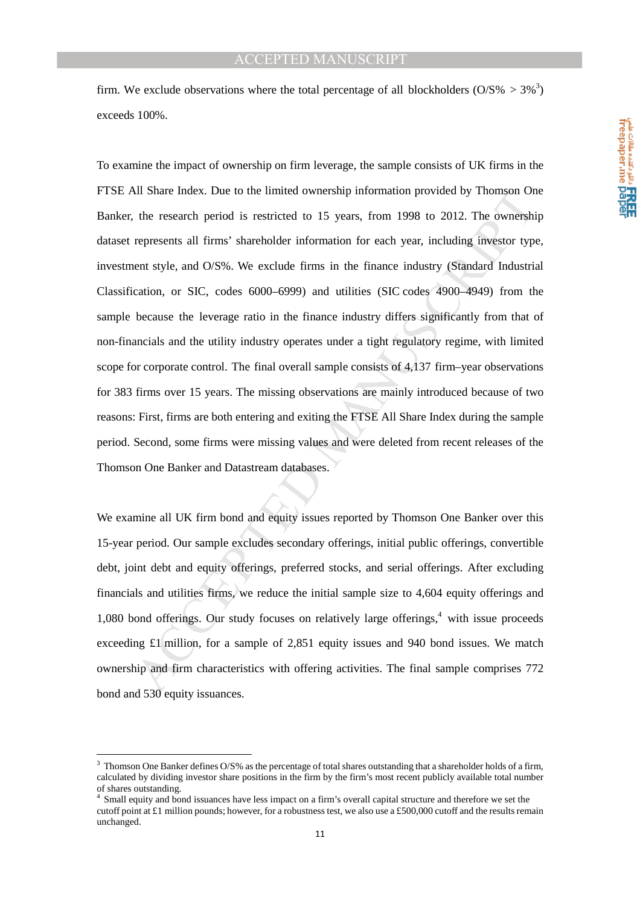firm. We exclude observations where the total percentage of all blockholders (O/S% > 3%[3]) exceeds 100%.

To examine the impact of ownership on firm leverage, the sample consists of UK firms in the FTSE All Share Index. Due to the limited ownership information provided by Thomson One Banker, the research period is restricted to 15 years, from 1998 to 2012. The ownership dataset represents all firms' shareholder information for each year, including investor type, investment style, and O/S%. We exclude firms in the finance industry (Standard Industrial Classification, or SIC, codes 6000–6999) and utilities (SIC codes 4900–4949) from the sample because the leverage ratio in the finance industry differs significantly from that of non-financials and the utility industry operates under a tight regulatory regime, with limited scope for corporate control. The final overall sample consists of 4,137 firm–year observations for 383 firms over 15 years. The missing observations are mainly introduced because of two reasons: First, firms are both entering and exiting the FTSE All Share Index during the sample period. Second, some firms were missing values and were deleted from recent releases of the Thomson One Banker and Datastream databases.

We examine all UK firm bond and equity issues reported by Thomson One Banker over this 15-year period. Our sample excludes secondary offerings, initial public offerings, convertible debt, joint debt and equity offerings, preferred stocks, and serial offerings. After excluding financials and utilities firms, we reduce the initial sample size to 4,604 equity offerings and 1,080 bond offerings. Our study focuses on relatively large offerings,[4] with issue proceeds exceeding £1 million, for a sample of 2,851 equity issues and 940 bond issues. We match ownership and firm characteristics with offering activities. The final sample comprises 772 bond and 530 equity issuances.

---

[3] Thomson One Banker defines O/S% as the percentage of total shares outstanding that a shareholder holds of a firm, calculated by dividing investor share positions in the firm by the firm's most recent publicly available total number of shares outstanding.

[4] Small equity and bond issuances have less impact on a firm's overall capital structure and therefore we set the cutoff point at £1 million pounds; however, for a robustness test, we also use a £500,000 cutoff and the results remain unchanged.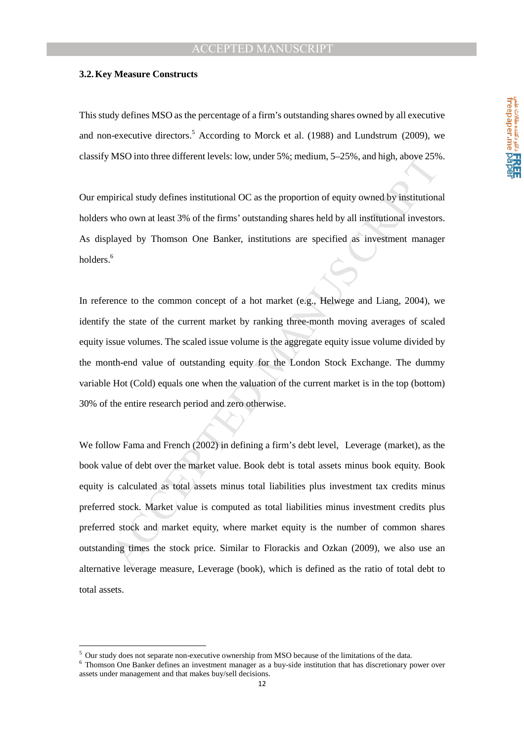### 3.2. Key Measure Constructs

This study defines MSO as the percentage of a firm's outstanding shares owned by all executive and non-executive directors.[5] According to Morck et al. (1988) and Lundstrum (2009), we classify MSO into three different levels: low, under 5%; medium, 5–25%, and high, above 25%.

Our empirical study defines institutional OC as the proportion of equity owned by institutional holders who own at least 3% of the firms' outstanding shares held by all institutional investors. As displayed by Thomson One Banker, institutions are specified as investment manager holders.[6]

In reference to the common concept of a hot market (e.g., Helwege and Liang, 2004), we identify the state of the current market by ranking three-month moving averages of scaled equity issue volumes. The scaled issue volume is the aggregate equity issue volume divided by the month-end value of outstanding equity for the London Stock Exchange. The dummy variable Hot (Cold) equals one when the valuation of the current market is in the top (bottom) 30% of the entire research period and zero otherwise.

We follow Fama and French (2002) in defining a firm's debt level, Leverage (market), as the book value of debt over the market value. Book debt is total assets minus book equity. Book equity is calculated as total assets minus total liabilities plus investment tax credits minus preferred stock. Market value is computed as total liabilities minus investment credits plus preferred stock and market equity, where market equity is the number of common shares outstanding times the stock price. Similar to Florackis and Ozkan (2009), we also use an alternative leverage measure, Leverage (book), which is defined as the ratio of total debt to total assets.

---

[5] Our study does not separate non-executive ownership from MSO because of the limitations of the data.

[6] Thomson One Banker defines an investment manager as a buy-side institution that has discretionary power over assets under management and that makes buy/sell decisions.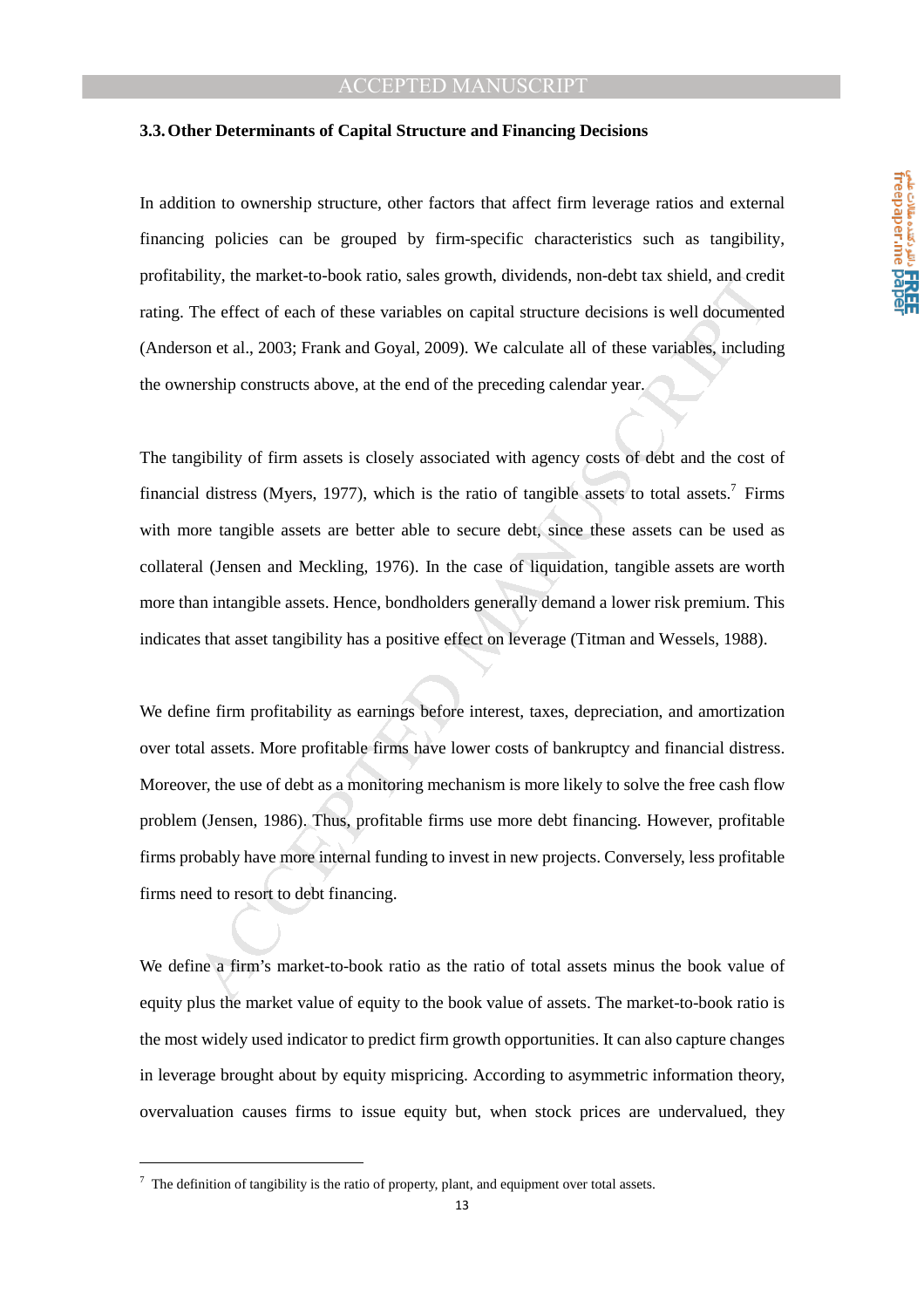### 3.3. Other Determinants of Capital Structure and Financing Decisions

In addition to ownership structure, other factors that affect firm leverage ratios and external financing policies can be grouped by firm-specific characteristics such as tangibility, profitability, the market-to-book ratio, sales growth, dividends, non-debt tax shield, and credit rating. The effect of each of these variables on capital structure decisions is well documented (Anderson et al., 2003; Frank and Goyal, 2009). We calculate all of these variables, including the ownership constructs above, at the end of the preceding calendar year.

The tangibility of firm assets is closely associated with agency costs of debt and the cost of financial distress (Myers, 1977), which is the ratio of tangible assets to total assets.[7] Firms with more tangible assets are better able to secure debt, since these assets can be used as collateral (Jensen and Meckling, 1976). In the case of liquidation, tangible assets are worth more than intangible assets. Hence, bondholders generally demand a lower risk premium. This indicates that asset tangibility has a positive effect on leverage (Titman and Wessels, 1988).

We define firm profitability as earnings before interest, taxes, depreciation, and amortization over total assets. More profitable firms have lower costs of bankruptcy and financial distress. Moreover, the use of debt as a monitoring mechanism is more likely to solve the free cash flow problem (Jensen, 1986). Thus, profitable firms use more debt financing. However, profitable firms probably have more internal funding to invest in new projects. Conversely, less profitable firms need to resort to debt financing.

We define a firm's market-to-book ratio as the ratio of total assets minus the book value of equity plus the market value of equity to the book value of assets. The market-to-book ratio is the most widely used indicator to predict firm growth opportunities. It can also capture changes in leverage brought about by equity mispricing. According to asymmetric information theory, overvaluation causes firms to issue equity but, when stock prices are undervalued, they

[7] The definition of tangibility is the ratio of property, plant, and equipment over total assets.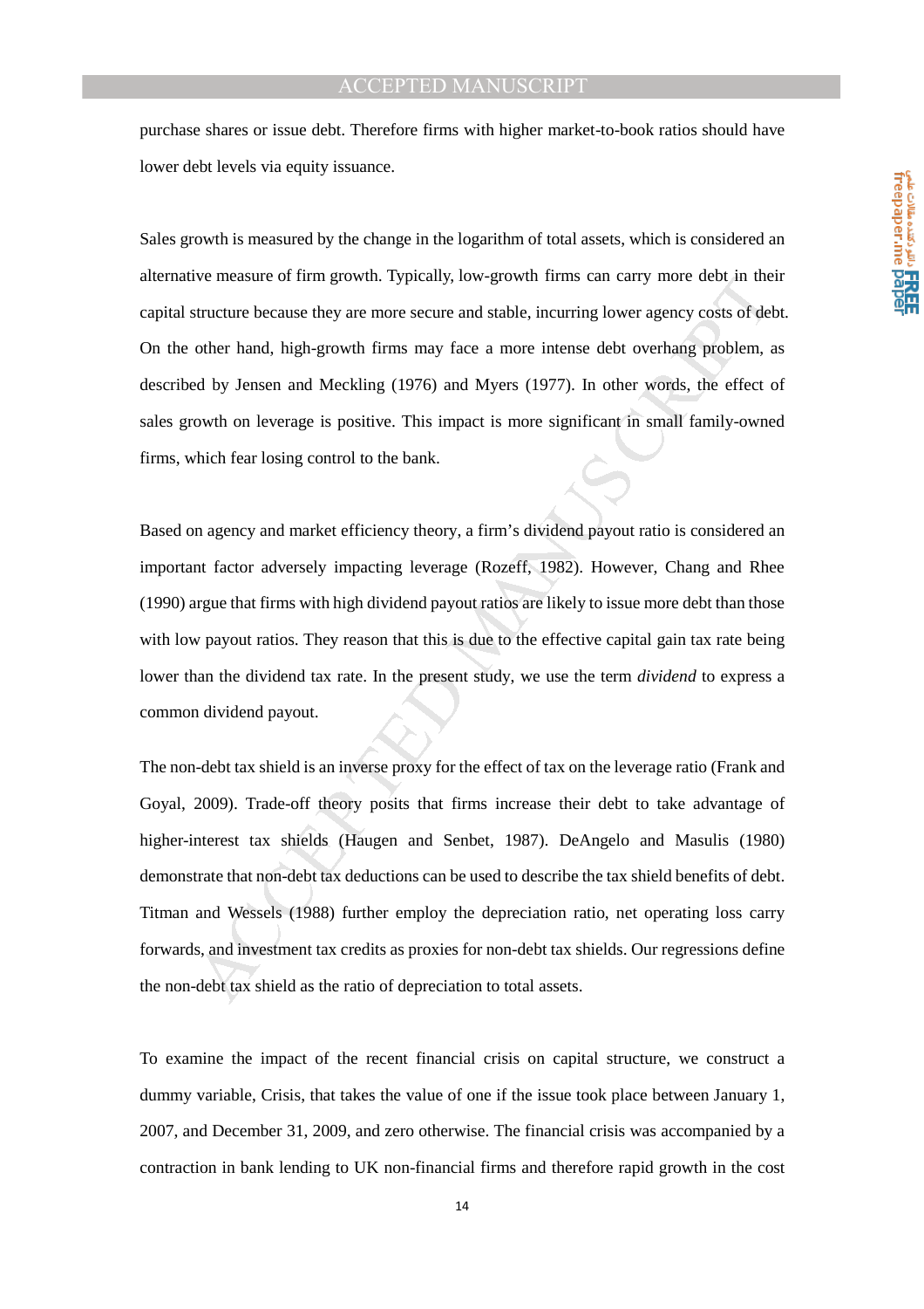purchase shares or issue debt. Therefore firms with higher market-to-book ratios should have lower debt levels via equity issuance.

Sales growth is measured by the change in the logarithm of total assets, which is considered an alternative measure of firm growth. Typically, low-growth firms can carry more debt in their capital structure because they are more secure and stable, incurring lower agency costs of debt. On the other hand, high-growth firms may face a more intense debt overhang problem, as described by Jensen and Meckling (1976) and Myers (1977). In other words, the effect of sales growth on leverage is positive. This impact is more significant in small family-owned firms, which fear losing control to the bank.

Based on agency and market efficiency theory, a firm's dividend payout ratio is considered an important factor adversely impacting leverage (Rozeff, 1982). However, Chang and Rhee (1990) argue that firms with high dividend payout ratios are likely to issue more debt than those with low payout ratios. They reason that this is due to the effective capital gain tax rate being lower than the dividend tax rate. In the present study, we use the term *dividend* to express a common dividend payout.

The non-debt tax shield is an inverse proxy for the effect of tax on the leverage ratio (Frank and Goyal, 2009). Trade-off theory posits that firms increase their debt to take advantage of higher-interest tax shields (Haugen and Senbet, 1987). DeAngelo and Masulis (1980) demonstrate that non-debt tax deductions can be used to describe the tax shield benefits of debt. Titman and Wessels (1988) further employ the depreciation ratio, net operating loss carry forwards, and investment tax credits as proxies for non-debt tax shields. Our regressions define the non-debt tax shield as the ratio of depreciation to total assets.

To examine the impact of the recent financial crisis on capital structure, we construct a dummy variable, Crisis, that takes the value of one if the issue took place between January 1, 2007, and December 31, 2009, and zero otherwise. The financial crisis was accompanied by a contraction in bank lending to UK non-financial firms and therefore rapid growth in the cost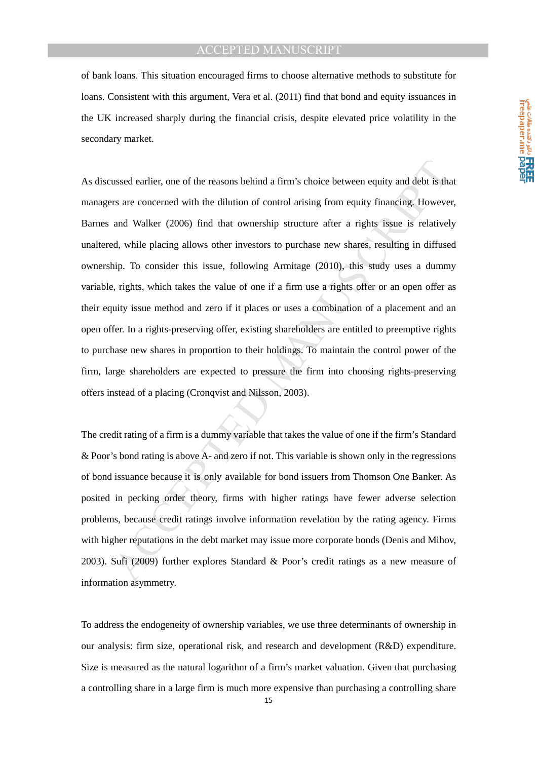of bank loans. This situation encouraged firms to choose alternative methods to substitute for loans. Consistent with this argument, Vera et al. (2011) find that bond and equity issuances in the UK increased sharply during the financial crisis, despite elevated price volatility in the secondary market.

As discussed earlier, one of the reasons behind a firm's choice between equity and debt is that managers are concerned with the dilution of control arising from equity financing. However, Barnes and Walker (2006) find that ownership structure after a rights issue is relatively unaltered, while placing allows other investors to purchase new shares, resulting in diffused ownership. To consider this issue, following Armitage (2010), this study uses a dummy variable, rights, which takes the value of one if a firm use a rights offer or an open offer as their equity issue method and zero if it places or uses a combination of a placement and an open offer. In a rights-preserving offer, existing shareholders are entitled to preemptive rights to purchase new shares in proportion to their holdings. To maintain the control power of the firm, large shareholders are expected to pressure the firm into choosing rights-preserving offers instead of a placing (Cronqvist and Nilsson, 2003).

The credit rating of a firm is a dummy variable that takes the value of one if the firm's Standard & Poor's bond rating is above A- and zero if not. This variable is shown only in the regressions of bond issuance because it is only available for bond issuers from Thomson One Banker. As posited in pecking order theory, firms with higher ratings have fewer adverse selection problems, because credit ratings involve information revelation by the rating agency. Firms with higher reputations in the debt market may issue more corporate bonds (Denis and Mihov, 2003). Sufi (2009) further explores Standard & Poor's credit ratings as a new measure of information asymmetry.

To address the endogeneity of ownership variables, we use three determinants of ownership in our analysis: firm size, operational risk, and research and development (R&D) expenditure. Size is measured as the natural logarithm of a firm's market valuation. Given that purchasing a controlling share in a large firm is much more expensive than purchasing a controlling share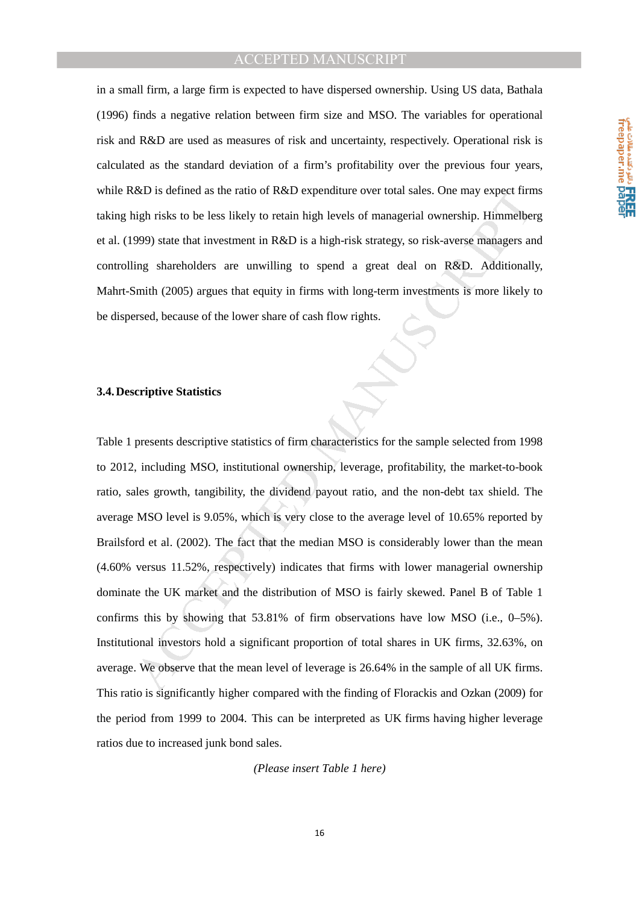in a small firm, a large firm is expected to have dispersed ownership. Using US data, Bathala (1996) finds a negative relation between firm size and MSO. The variables for operational risk and R&D are used as measures of risk and uncertainty, respectively. Operational risk is calculated as the standard deviation of a firm's profitability over the previous four years, while R&D is defined as the ratio of R&D expenditure over total sales. One may expect firms taking high risks to be less likely to retain high levels of managerial ownership. Himmelberg et al. (1999) state that investment in R&D is a high-risk strategy, so risk-averse managers and controlling shareholders are unwilling to spend a great deal on R&D. Additionally, Mahrt-Smith (2005) argues that equity in firms with long-term investments is more likely to be dispersed, because of the lower share of cash flow rights.

### 3.4. Descriptive Statistics

Table 1 presents descriptive statistics of firm characteristics for the sample selected from 1998 to 2012, including MSO, institutional ownership, leverage, profitability, the market-to-book ratio, sales growth, tangibility, the dividend payout ratio, and the non-debt tax shield. The average MSO level is 9.05%, which is very close to the average level of 10.65% reported by Brailsford et al. (2002). The fact that the median MSO is considerably lower than the mean (4.60% versus 11.52%, respectively) indicates that firms with lower managerial ownership dominate the UK market and the distribution of MSO is fairly skewed. Panel B of Table 1 confirms this by showing that 53.81% of firm observations have low MSO (i.e., 0–5%). Institutional investors hold a significant proportion of total shares in UK firms, 32.63%, on average. We observe that the mean level of leverage is 26.64% in the sample of all UK firms. This ratio is significantly higher compared with the finding of Florackis and Ozkan (2009) for the period from 1999 to 2004. This can be interpreted as UK firms having higher leverage ratios due to increased junk bond sales.

*(Please insert Table 1 here)*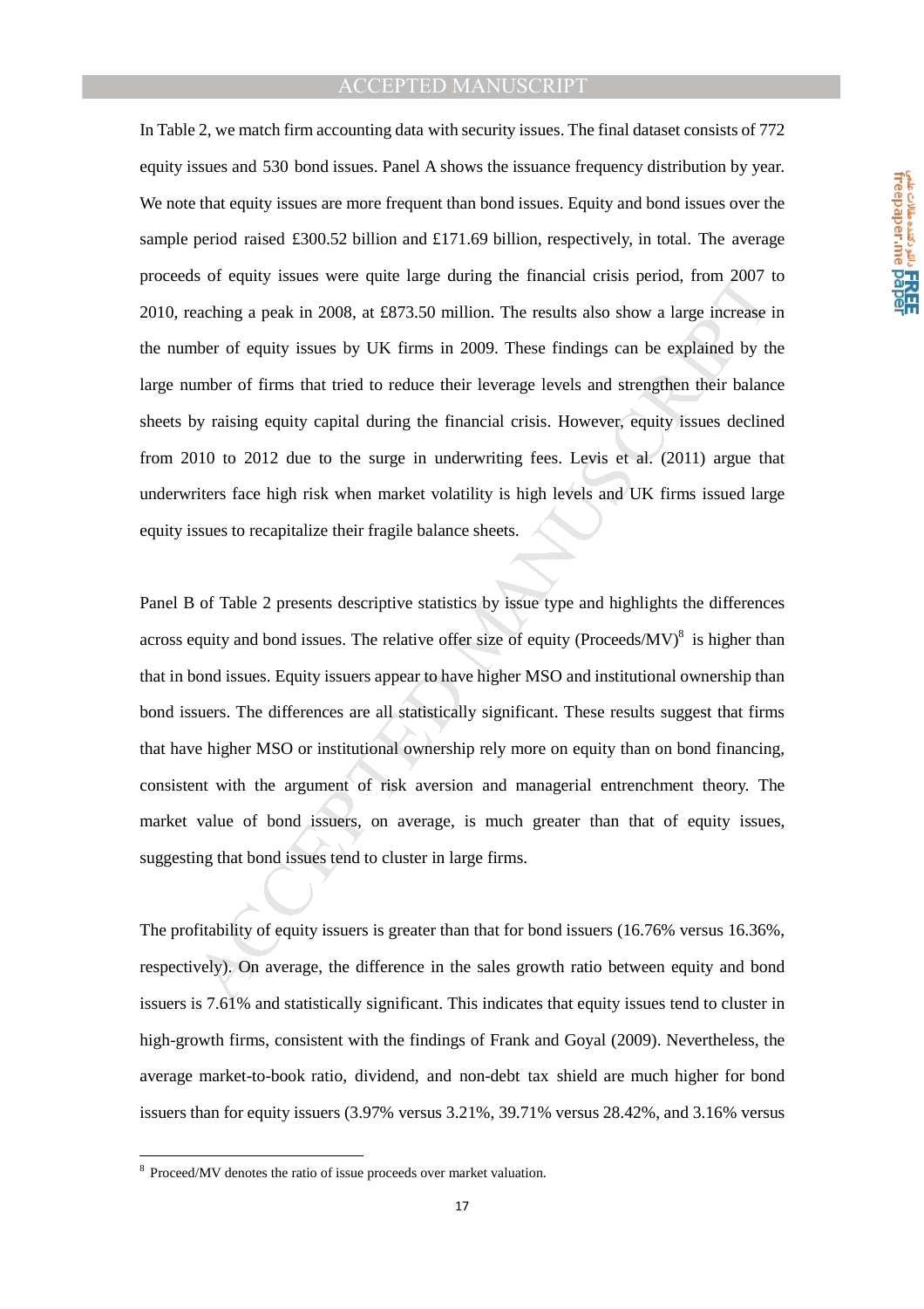In Table 2, we match firm accounting data with security issues. The final dataset consists of 772 equity issues and 530 bond issues. Panel A shows the issuance frequency distribution by year. We note that equity issues are more frequent than bond issues. Equity and bond issues over the sample period raised £300.52 billion and £171.69 billion, respectively, in total. The average proceeds of equity issues were quite large during the financial crisis period, from 2007 to 2010, reaching a peak in 2008, at £873.50 million. The results also show a large increase in the number of equity issues by UK firms in 2009. These findings can be explained by the large number of firms that tried to reduce their leverage levels and strengthen their balance sheets by raising equity capital during the financial crisis. However, equity issues declined from 2010 to 2012 due to the surge in underwriting fees. Levis et al. (2011) argue that underwriters face high risk when market volatility is high levels and UK firms issued large equity issues to recapitalize their fragile balance sheets.

Panel B of Table 2 presents descriptive statistics by issue type and highlights the differences across equity and bond issues. The relative offer size of equity (Proceeds/MV)[8] is higher than that in bond issues. Equity issuers appear to have higher MSO and institutional ownership than bond issuers. The differences are all statistically significant. These results suggest that firms that have higher MSO or institutional ownership rely more on equity than on bond financing, consistent with the argument of risk aversion and managerial entrenchment theory. The market value of bond issuers, on average, is much greater than that of equity issues, suggesting that bond issues tend to cluster in large firms.

The profitability of equity issuers is greater than that for bond issuers (16.76% versus 16.36%, respectively). On average, the difference in the sales growth ratio between equity and bond issuers is 7.61% and statistically significant. This indicates that equity issues tend to cluster in high-growth firms, consistent with the findings of Frank and Goyal (2009). Nevertheless, the average market-to-book ratio, dividend, and non-debt tax shield are much higher for bond issuers than for equity issuers (3.97% versus 3.21%, 39.71% versus 28.42%, and 3.16% versus

[8] Proceed/MV denotes the ratio of issue proceeds over market valuation.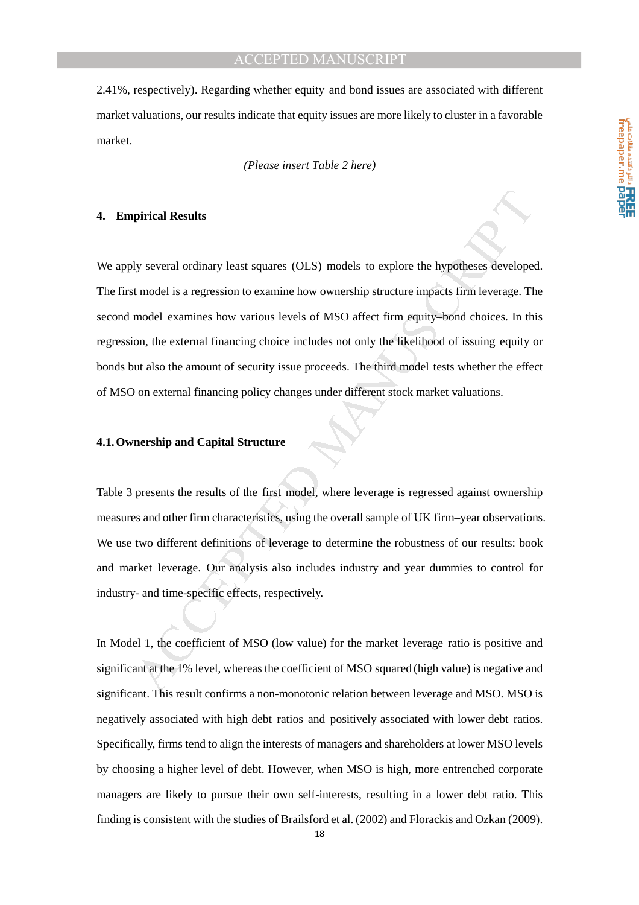2.41%, respectively). Regarding whether equity and bond issues are associated with different market valuations, our results indicate that equity issues are more likely to cluster in a favorable market.

*(Please insert Table 2 here)*

## 4. Empirical Results

We apply several ordinary least squares (OLS) models to explore the hypotheses developed. The first model is a regression to examine how ownership structure impacts firm leverage. The second model examines how various levels of MSO affect firm equity–bond choices. In this regression, the external financing choice includes not only the likelihood of issuing equity or bonds but also the amount of security issue proceeds. The third model tests whether the effect of MSO on external financing policy changes under different stock market valuations.

### 4.1. Ownership and Capital Structure

Table 3 presents the results of the first model, where leverage is regressed against ownership measures and other firm characteristics, using the overall sample of UK firm–year observations. We use two different definitions of leverage to determine the robustness of our results: book and market leverage. Our analysis also includes industry and year dummies to control for industry- and time-specific effects, respectively.

In Model 1, the coefficient of MSO (low value) for the market leverage ratio is positive and significant at the 1% level, whereas the coefficient of MSO squared (high value) is negative and significant. This result confirms a non-monotonic relation between leverage and MSO. MSO is negatively associated with high debt ratios and positively associated with lower debt ratios. Specifically, firms tend to align the interests of managers and shareholders at lower MSO levels by choosing a higher level of debt. However, when MSO is high, more entrenched corporate managers are likely to pursue their own self-interests, resulting in a lower debt ratio. This finding is consistent with the studies of Brailsford et al. (2002) and Florackis and Ozkan (2009).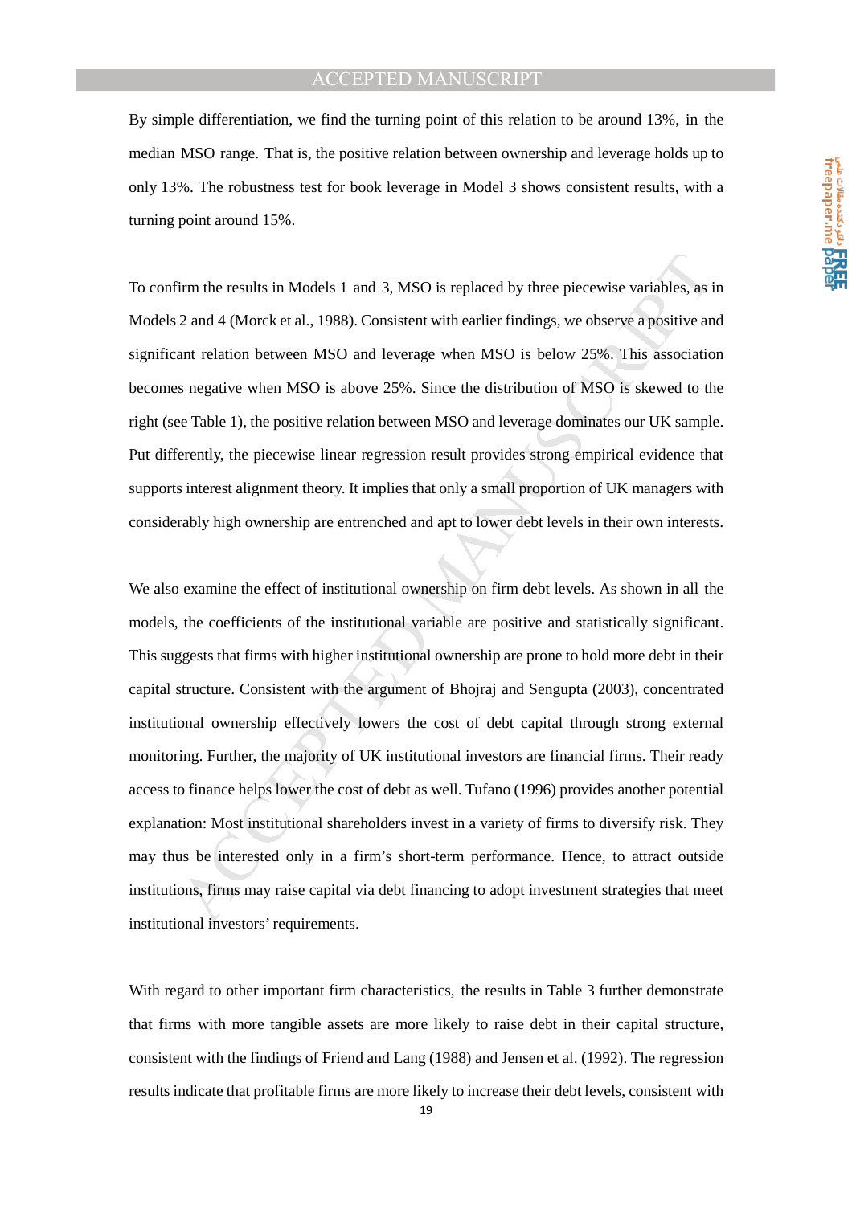By simple differentiation, we find the turning point of this relation to be around 13%, in the median MSO range. That is, the positive relation between ownership and leverage holds up to only 13%. The robustness test for book leverage in Model 3 shows consistent results, with a turning point around 15%.

To confirm the results in Models 1 and 3, MSO is replaced by three piecewise variables, as in Models 2 and 4 (Morck et al., 1988). Consistent with earlier findings, we observe a positive and significant relation between MSO and leverage when MSO is below 25%. This association becomes negative when MSO is above 25%. Since the distribution of MSO is skewed to the right (see Table 1), the positive relation between MSO and leverage dominates our UK sample. Put differently, the piecewise linear regression result provides strong empirical evidence that supports interest alignment theory. It implies that only a small proportion of UK managers with considerably high ownership are entrenched and apt to lower debt levels in their own interests.

We also examine the effect of institutional ownership on firm debt levels. As shown in all the models, the coefficients of the institutional variable are positive and statistically significant. This suggests that firms with higher institutional ownership are prone to hold more debt in their capital structure. Consistent with the argument of Bhojraj and Sengupta (2003), concentrated institutional ownership effectively lowers the cost of debt capital through strong external monitoring. Further, the majority of UK institutional investors are financial firms. Their ready access to finance helps lower the cost of debt as well. Tufano (1996) provides another potential explanation: Most institutional shareholders invest in a variety of firms to diversify risk. They may thus be interested only in a firm's short-term performance. Hence, to attract outside institutions, firms may raise capital via debt financing to adopt investment strategies that meet institutional investors' requirements.

With regard to other important firm characteristics, the results in Table 3 further demonstrate that firms with more tangible assets are more likely to raise debt in their capital structure, consistent with the findings of Friend and Lang (1988) and Jensen et al. (1992). The regression results indicate that profitable firms are more likely to increase their debt levels, consistent with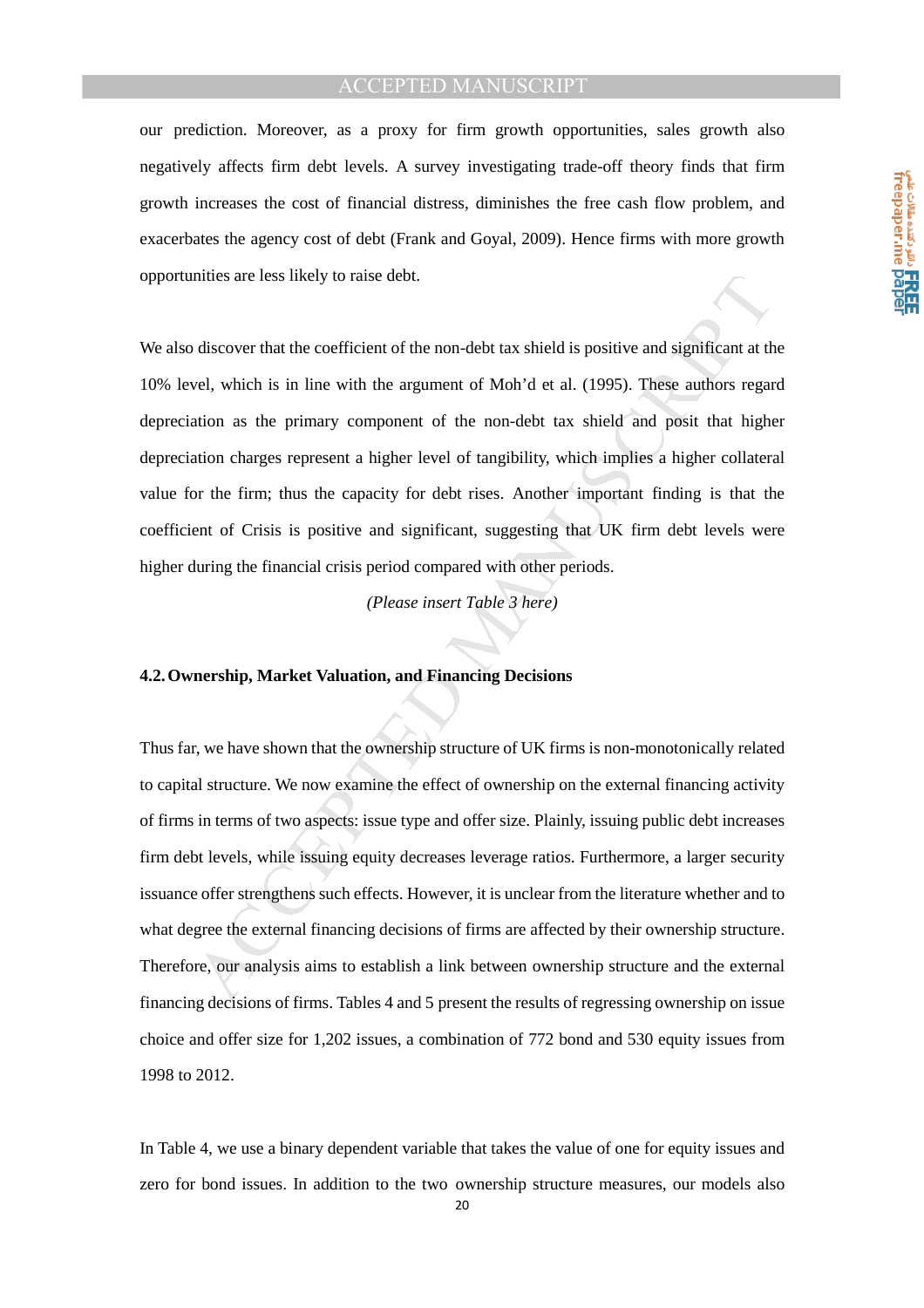our prediction. Moreover, as a proxy for firm growth opportunities, sales growth also negatively affects firm debt levels. A survey investigating trade-off theory finds that firm growth increases the cost of financial distress, diminishes the free cash flow problem, and exacerbates the agency cost of debt (Frank and Goyal, 2009). Hence firms with more growth opportunities are less likely to raise debt.

We also discover that the coefficient of the non-debt tax shield is positive and significant at the 10% level, which is in line with the argument of Moh'd et al. (1995). These authors regard depreciation as the primary component of the non-debt tax shield and posit that higher depreciation charges represent a higher level of tangibility, which implies a higher collateral value for the firm; thus the capacity for debt rises. Another important finding is that the coefficient of Crisis is positive and significant, suggesting that UK firm debt levels were higher during the financial crisis period compared with other periods.

*(Please insert Table 3 here)*

### 4.2. Ownership, Market Valuation, and Financing Decisions

Thus far, we have shown that the ownership structure of UK firms is non-monotonically related to capital structure. We now examine the effect of ownership on the external financing activity of firms in terms of two aspects: issue type and offer size. Plainly, issuing public debt increases firm debt levels, while issuing equity decreases leverage ratios. Furthermore, a larger security issuance offer strengthens such effects. However, it is unclear from the literature whether and to what degree the external financing decisions of firms are affected by their ownership structure. Therefore, our analysis aims to establish a link between ownership structure and the external financing decisions of firms. Tables 4 and 5 present the results of regressing ownership on issue choice and offer size for 1,202 issues, a combination of 772 bond and 530 equity issues from 1998 to 2012.

In Table 4, we use a binary dependent variable that takes the value of one for equity issues and zero for bond issues. In addition to the two ownership structure measures, our models also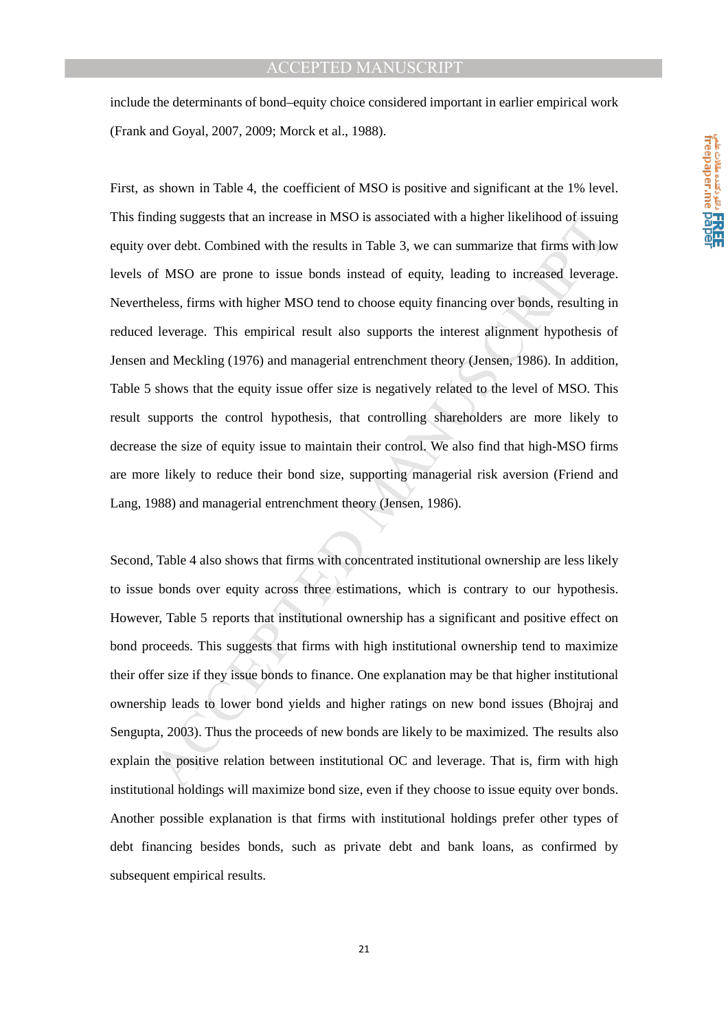include the determinants of bond–equity choice considered important in earlier empirical work (Frank and Goyal, 2007, 2009; Morck et al., 1988).

First, as shown in Table 4, the coefficient of MSO is positive and significant at the 1% level. This finding suggests that an increase in MSO is associated with a higher likelihood of issuing equity over debt. Combined with the results in Table 3, we can summarize that firms with low levels of MSO are prone to issue bonds instead of equity, leading to increased leverage. Nevertheless, firms with higher MSO tend to choose equity financing over bonds, resulting in reduced leverage. This empirical result also supports the interest alignment hypothesis of Jensen and Meckling (1976) and managerial entrenchment theory (Jensen, 1986). In addition, Table 5 shows that the equity issue offer size is negatively related to the level of MSO. This result supports the control hypothesis, that controlling shareholders are more likely to decrease the size of equity issue to maintain their control. We also find that high-MSO firms are more likely to reduce their bond size, supporting managerial risk aversion (Friend and Lang, 1988) and managerial entrenchment theory (Jensen, 1986).

Second, Table 4 also shows that firms with concentrated institutional ownership are less likely to issue bonds over equity across three estimations, which is contrary to our hypothesis. However, Table 5 reports that institutional ownership has a significant and positive effect on bond proceeds. This suggests that firms with high institutional ownership tend to maximize their offer size if they issue bonds to finance. One explanation may be that higher institutional ownership leads to lower bond yields and higher ratings on new bond issues (Bhojraj and Sengupta, 2003). Thus the proceeds of new bonds are likely to be maximized. The results also explain the positive relation between institutional OC and leverage. That is, firm with high institutional holdings will maximize bond size, even if they choose to issue equity over bonds. Another possible explanation is that firms with institutional holdings prefer other types of debt financing besides bonds, such as private debt and bank loans, as confirmed by subsequent empirical results.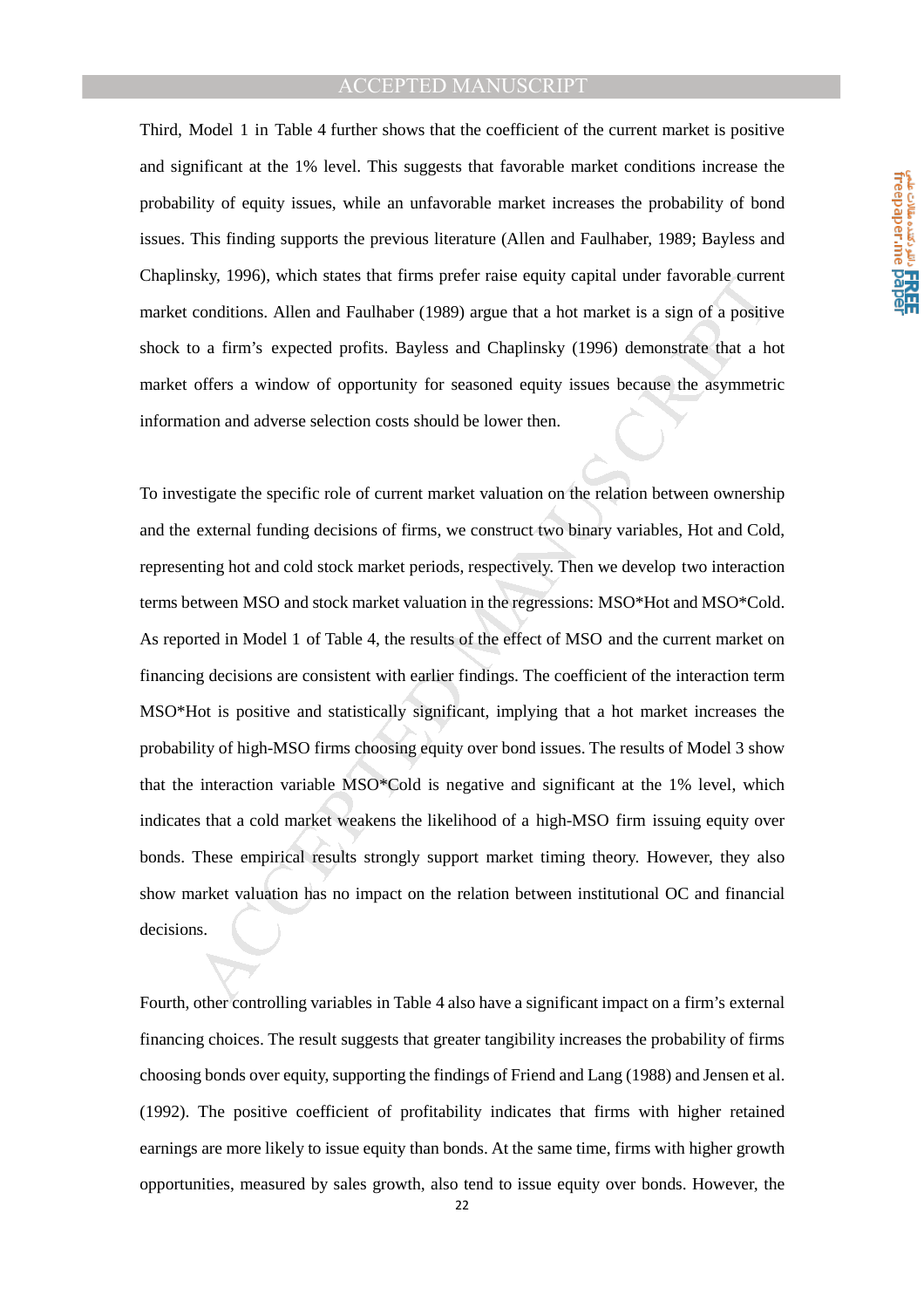Third, Model 1 in Table 4 further shows that the coefficient of the current market is positive and significant at the 1% level. This suggests that favorable market conditions increase the probability of equity issues, while an unfavorable market increases the probability of bond issues. This finding supports the previous literature (Allen and Faulhaber, 1989; Bayless and Chaplinsky, 1996), which states that firms prefer raise equity capital under favorable current market conditions. Allen and Faulhaber (1989) argue that a hot market is a sign of a positive shock to a firm's expected profits. Bayless and Chaplinsky (1996) demonstrate that a hot market offers a window of opportunity for seasoned equity issues because the asymmetric information and adverse selection costs should be lower then.

To investigate the specific role of current market valuation on the relation between ownership and the external funding decisions of firms, we construct two binary variables, Hot and Cold, representing hot and cold stock market periods, respectively. Then we develop two interaction terms between MSO and stock market valuation in the regressions: MSO*Hot and MSO*Cold. As reported in Model 1 of Table 4, the results of the effect of MSO and the current market on financing decisions are consistent with earlier findings. The coefficient of the interaction term MSO*Hot is positive and statistically significant, implying that a hot market increases the probability of high-MSO firms choosing equity over bond issues. The results of Model 3 show that the interaction variable MSO*Cold is negative and significant at the 1% level, which indicates that a cold market weakens the likelihood of a high-MSO firm issuing equity over bonds. These empirical results strongly support market timing theory. However, they also show market valuation has no impact on the relation between institutional OC and financial decisions.

Fourth, other controlling variables in Table 4 also have a significant impact on a firm's external financing choices. The result suggests that greater tangibility increases the probability of firms choosing bonds over equity, supporting the findings of Friend and Lang (1988) and Jensen et al. (1992). The positive coefficient of profitability indicates that firms with higher retained earnings are more likely to issue equity than bonds. At the same time, firms with higher growth opportunities, measured by sales growth, also tend to issue equity over bonds. However, the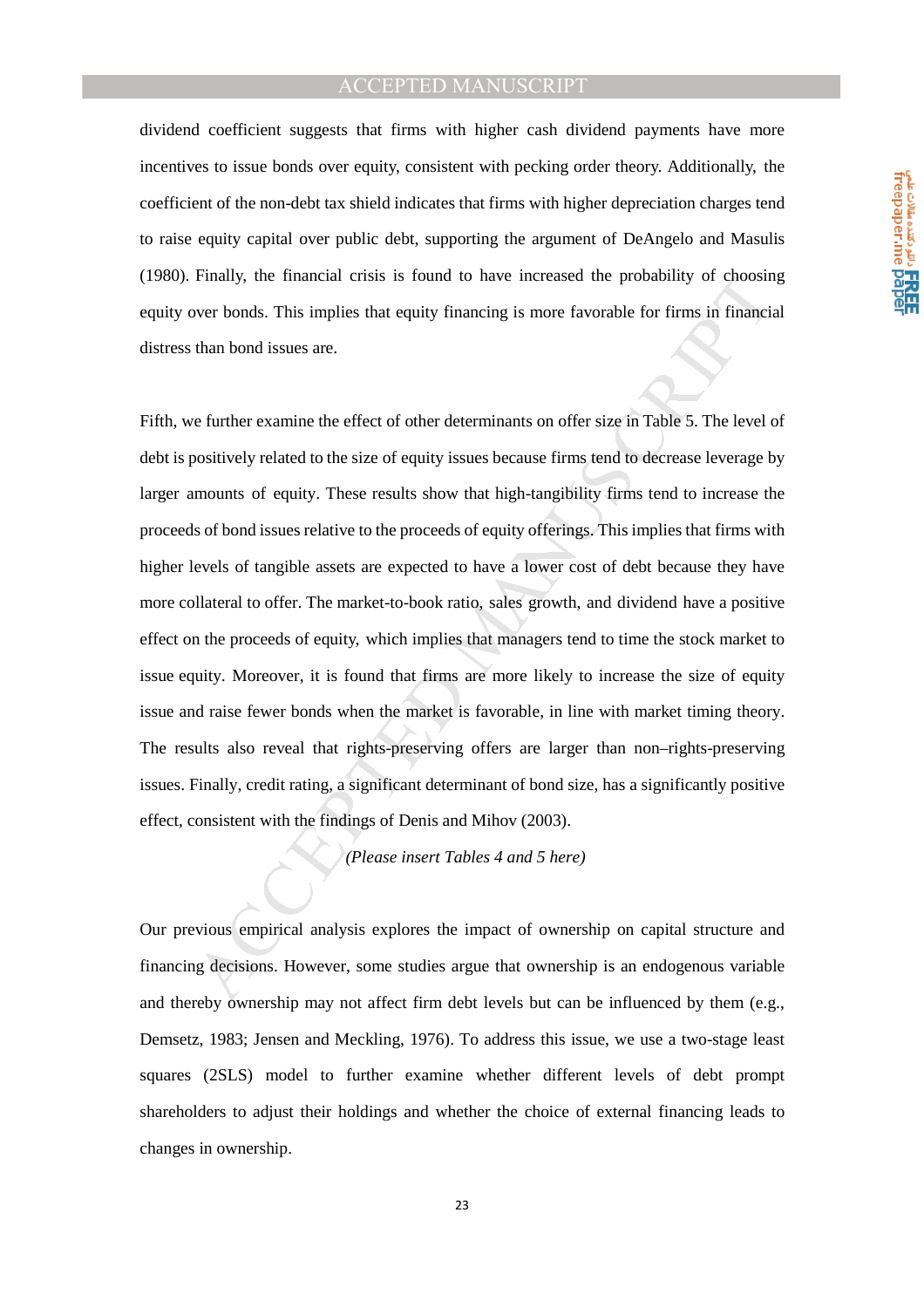dividend coefficient suggests that firms with higher cash dividend payments have more incentives to issue bonds over equity, consistent with pecking order theory. Additionally, the coefficient of the non-debt tax shield indicates that firms with higher depreciation charges tend to raise equity capital over public debt, supporting the argument of DeAngelo and Masulis (1980). Finally, the financial crisis is found to have increased the probability of choosing equity over bonds. This implies that equity financing is more favorable for firms in financial distress than bond issues are.

Fifth, we further examine the effect of other determinants on offer size in Table 5. The level of debt is positively related to the size of equity issues because firms tend to decrease leverage by larger amounts of equity. These results show that high-tangibility firms tend to increase the proceeds of bond issues relative to the proceeds of equity offerings. This implies that firms with higher levels of tangible assets are expected to have a lower cost of debt because they have more collateral to offer. The market-to-book ratio, sales growth, and dividend have a positive effect on the proceeds of equity, which implies that managers tend to time the stock market to issue equity. Moreover, it is found that firms are more likely to increase the size of equity issue and raise fewer bonds when the market is favorable, in line with market timing theory. The results also reveal that rights-preserving offers are larger than non–rights-preserving issues. Finally, credit rating, a significant determinant of bond size, has a significantly positive effect, consistent with the findings of Denis and Mihov (2003).

*(Please insert Tables 4 and 5 here)*

Our previous empirical analysis explores the impact of ownership on capital structure and financing decisions. However, some studies argue that ownership is an endogenous variable and thereby ownership may not affect firm debt levels but can be influenced by them (e.g., Demsetz, 1983; Jensen and Meckling, 1976). To address this issue, we use a two-stage least squares (2SLS) model to further examine whether different levels of debt prompt shareholders to adjust their holdings and whether the choice of external financing leads to changes in ownership.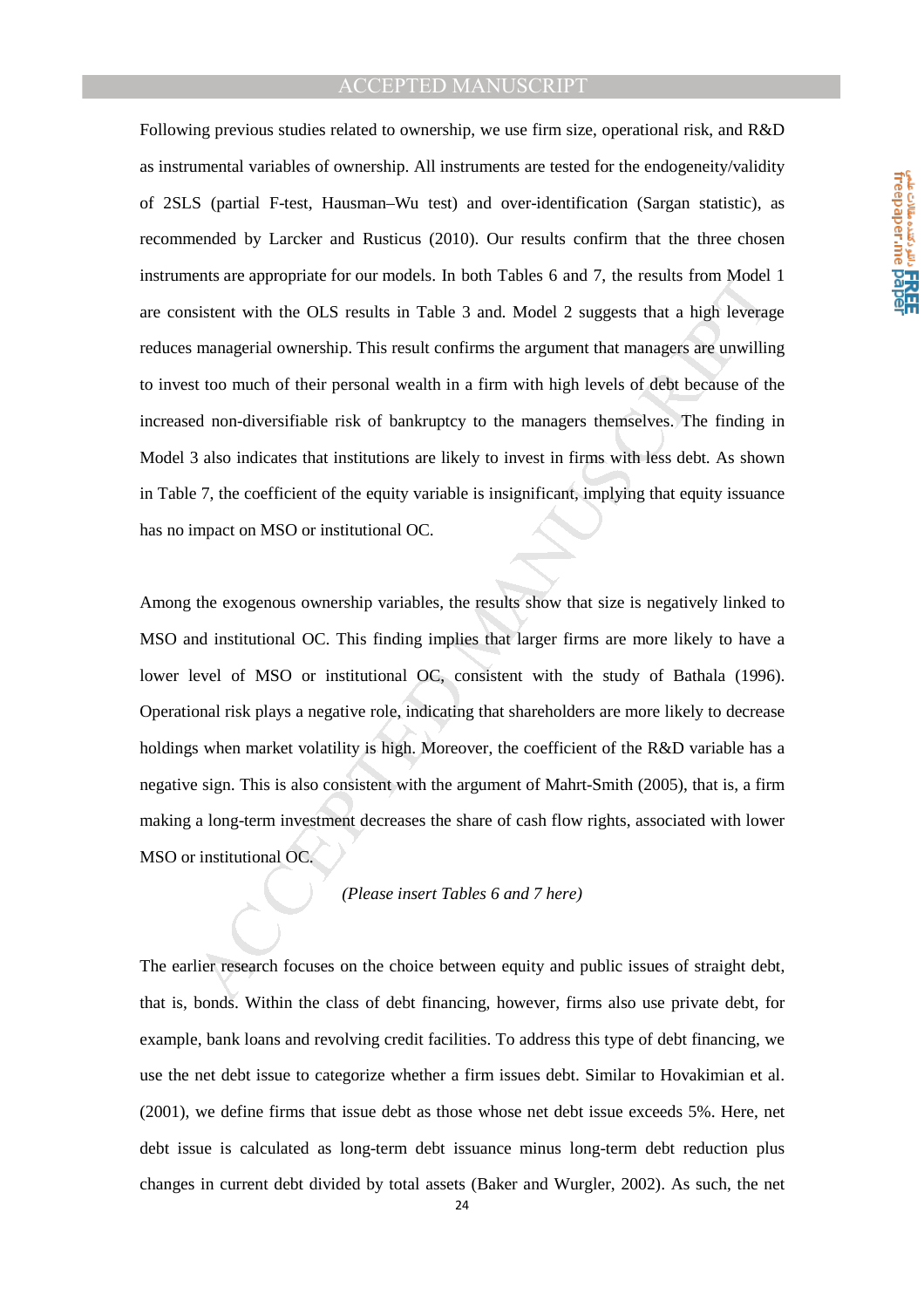Following previous studies related to ownership, we use firm size, operational risk, and R&D as instrumental variables of ownership. All instruments are tested for the endogeneity/validity of 2SLS (partial F-test, Hausman–Wu test) and over-identification (Sargan statistic), as recommended by Larcker and Rusticus (2010). Our results confirm that the three chosen instruments are appropriate for our models. In both Tables 6 and 7, the results from Model 1 are consistent with the OLS results in Table 3 and. Model 2 suggests that a high leverage reduces managerial ownership. This result confirms the argument that managers are unwilling to invest too much of their personal wealth in a firm with high levels of debt because of the increased non-diversifiable risk of bankruptcy to the managers themselves. The finding in Model 3 also indicates that institutions are likely to invest in firms with less debt. As shown in Table 7, the coefficient of the equity variable is insignificant, implying that equity issuance has no impact on MSO or institutional OC.

Among the exogenous ownership variables, the results show that size is negatively linked to MSO and institutional OC. This finding implies that larger firms are more likely to have a lower level of MSO or institutional OC, consistent with the study of Bathala (1996). Operational risk plays a negative role, indicating that shareholders are more likely to decrease holdings when market volatility is high. Moreover, the coefficient of the R&D variable has a negative sign. This is also consistent with the argument of Mahrt-Smith (2005), that is, a firm making a long-term investment decreases the share of cash flow rights, associated with lower MSO or institutional OC.

*(Please insert Tables 6 and 7 here)*

The earlier research focuses on the choice between equity and public issues of straight debt, that is, bonds. Within the class of debt financing, however, firms also use private debt, for example, bank loans and revolving credit facilities. To address this type of debt financing, we use the net debt issue to categorize whether a firm issues debt. Similar to Hovakimian et al. (2001), we define firms that issue debt as those whose net debt issue exceeds 5%. Here, net debt issue is calculated as long-term debt issuance minus long-term debt reduction plus changes in current debt divided by total assets (Baker and Wurgler, 2002). As such, the net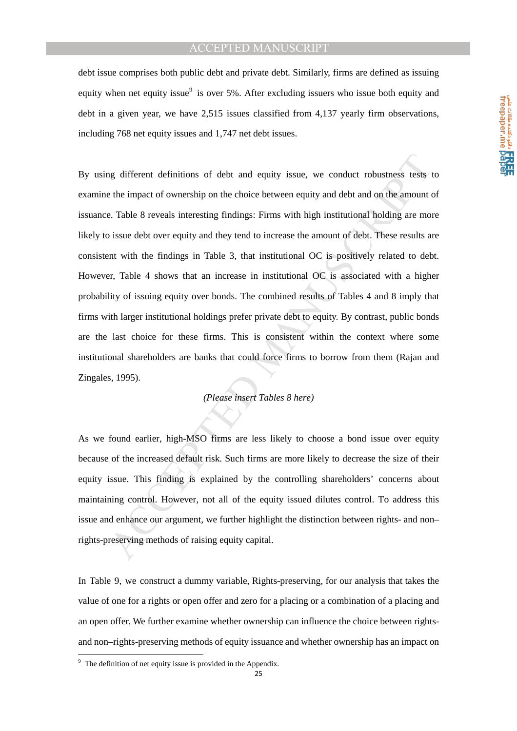debt issue comprises both public debt and private debt. Similarly, firms are defined as issuing equity when net equity issue[9] is over 5%. After excluding issuers who issue both equity and debt in a given year, we have 2,515 issues classified from 4,137 yearly firm observations, including 768 net equity issues and 1,747 net debt issues.

By using different definitions of debt and equity issue, we conduct robustness tests to examine the impact of ownership on the choice between equity and debt and on the amount of issuance. Table 8 reveals interesting findings: Firms with high institutional holding are more likely to issue debt over equity and they tend to increase the amount of debt. These results are consistent with the findings in Table 3, that institutional OC is positively related to debt. However, Table 4 shows that an increase in institutional OC is associated with a higher probability of issuing equity over bonds. The combined results of Tables 4 and 8 imply that firms with larger institutional holdings prefer private debt to equity. By contrast, public bonds are the last choice for these firms. This is consistent within the context where some institutional shareholders are banks that could force firms to borrow from them (Rajan and Zingales, 1995).

*(Please insert Tables 8 here)*

As we found earlier, high-MSO firms are less likely to choose a bond issue over equity because of the increased default risk. Such firms are more likely to decrease the size of their equity issue. This finding is explained by the controlling shareholders' concerns about maintaining control. However, not all of the equity issued dilutes control. To address this issue and enhance our argument, we further highlight the distinction between rights- and non–rights-preserving methods of raising equity capital.

In Table 9, we construct a dummy variable, Rights-preserving, for our analysis that takes the value of one for a rights or open offer and zero for a placing or a combination of a placing and an open offer. We further examine whether ownership can influence the choice between rights- and non–rights-preserving methods of equity issuance and whether ownership has an impact on

[9] The definition of net equity issue is provided in the Appendix.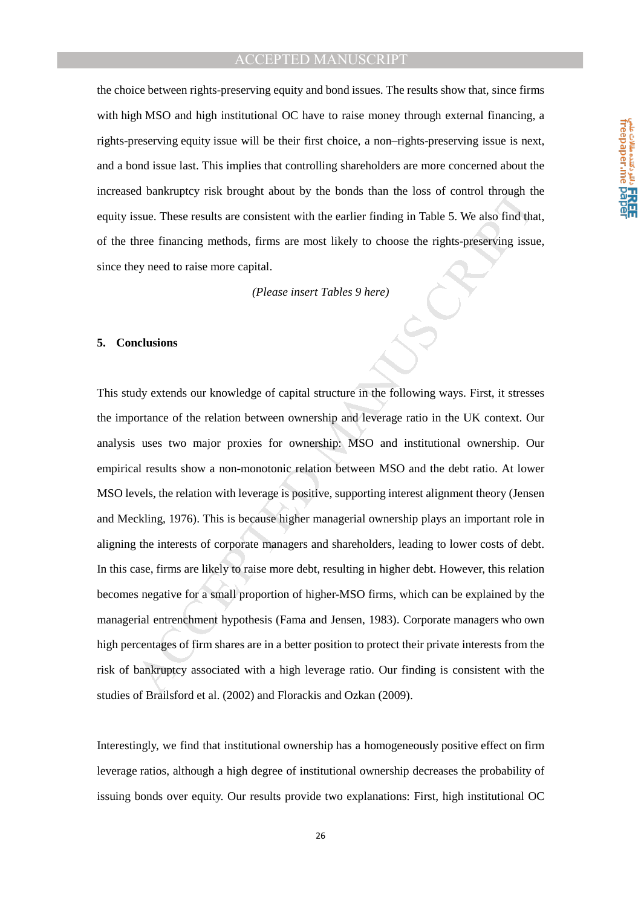the choice between rights-preserving equity and bond issues. The results show that, since firms with high MSO and high institutional OC have to raise money through external financing, a rights-preserving equity issue will be their first choice, a non–rights-preserving issue is next, and a bond issue last. This implies that controlling shareholders are more concerned about the increased bankruptcy risk brought about by the bonds than the loss of control through the equity issue. These results are consistent with the earlier finding in Table 5. We also find that, of the three financing methods, firms are most likely to choose the rights-preserving issue, since they need to raise more capital.

*(Please insert Tables 9 here)*

## 5. Conclusions

This study extends our knowledge of capital structure in the following ways. First, it stresses the importance of the relation between ownership and leverage ratio in the UK context. Our analysis uses two major proxies for ownership: MSO and institutional ownership. Our empirical results show a non-monotonic relation between MSO and the debt ratio. At lower MSO levels, the relation with leverage is positive, supporting interest alignment theory (Jensen and Meckling, 1976). This is because higher managerial ownership plays an important role in aligning the interests of corporate managers and shareholders, leading to lower costs of debt. In this case, firms are likely to raise more debt, resulting in higher debt. However, this relation becomes negative for a small proportion of higher-MSO firms, which can be explained by the managerial entrenchment hypothesis (Fama and Jensen, 1983). Corporate managers who own high percentages of firm shares are in a better position to protect their private interests from the risk of bankruptcy associated with a high leverage ratio. Our finding is consistent with the studies of Brailsford et al. (2002) and Florackis and Ozkan (2009).

Interestingly, we find that institutional ownership has a homogeneously positive effect on firm leverage ratios, although a high degree of institutional ownership decreases the probability of issuing bonds over equity. Our results provide two explanations: First, high institutional OC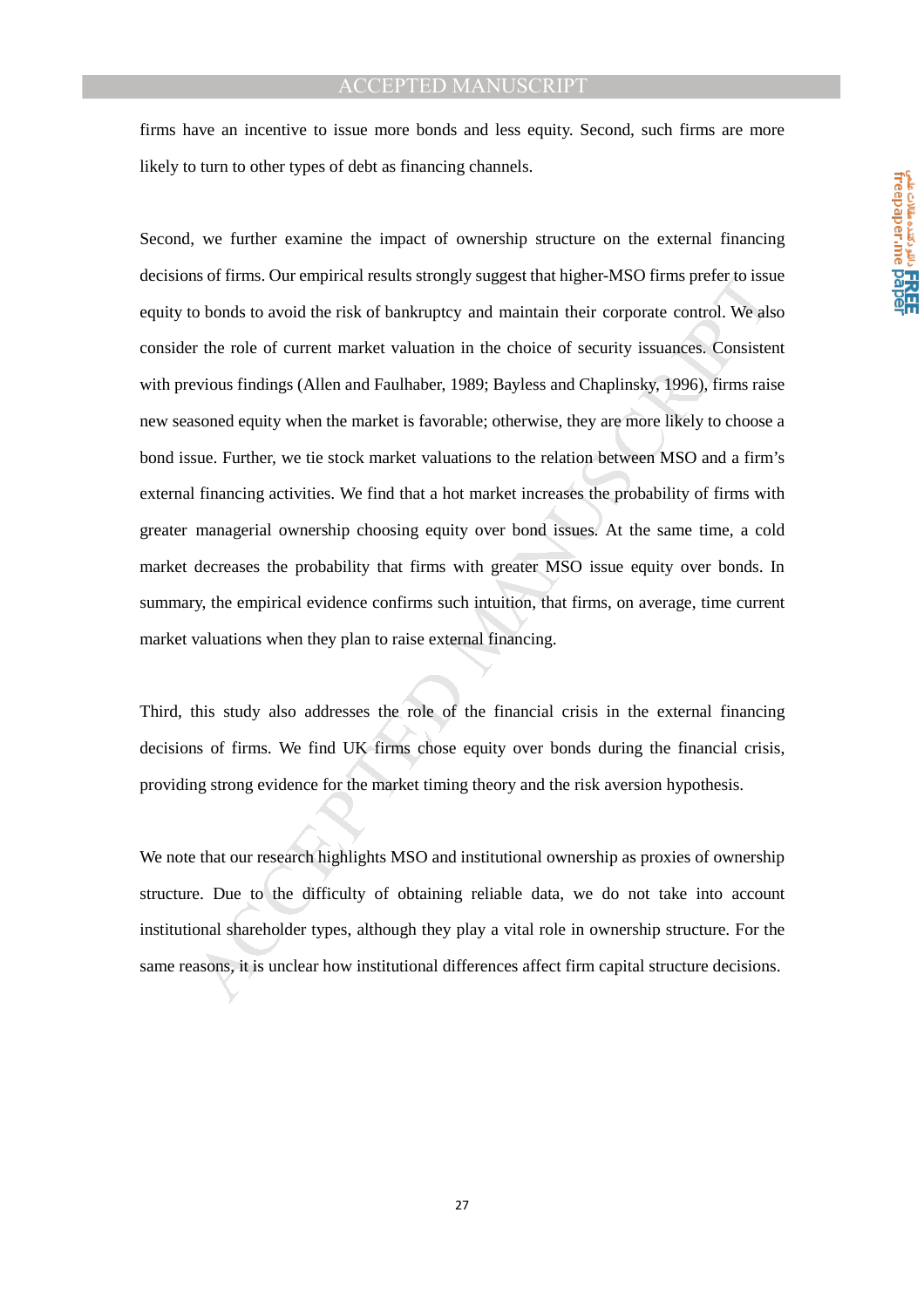firms have an incentive to issue more bonds and less equity. Second, such firms are more likely to turn to other types of debt as financing channels.

Second, we further examine the impact of ownership structure on the external financing decisions of firms. Our empirical results strongly suggest that higher-MSO firms prefer to issue equity to bonds to avoid the risk of bankruptcy and maintain their corporate control. We also consider the role of current market valuation in the choice of security issuances. Consistent with previous findings (Allen and Faulhaber, 1989; Bayless and Chaplinsky, 1996), firms raise new seasoned equity when the market is favorable; otherwise, they are more likely to choose a bond issue. Further, we tie stock market valuations to the relation between MSO and a firm's external financing activities. We find that a hot market increases the probability of firms with greater managerial ownership choosing equity over bond issues. At the same time, a cold market decreases the probability that firms with greater MSO issue equity over bonds. In summary, the empirical evidence confirms such intuition, that firms, on average, time current market valuations when they plan to raise external financing.

Third, this study also addresses the role of the financial crisis in the external financing decisions of firms. We find UK firms chose equity over bonds during the financial crisis, providing strong evidence for the market timing theory and the risk aversion hypothesis.

We note that our research highlights MSO and institutional ownership as proxies of ownership structure. Due to the difficulty of obtaining reliable data, we do not take into account institutional shareholder types, although they play a vital role in ownership structure. For the same reasons, it is unclear how institutional differences affect firm capital structure decisions.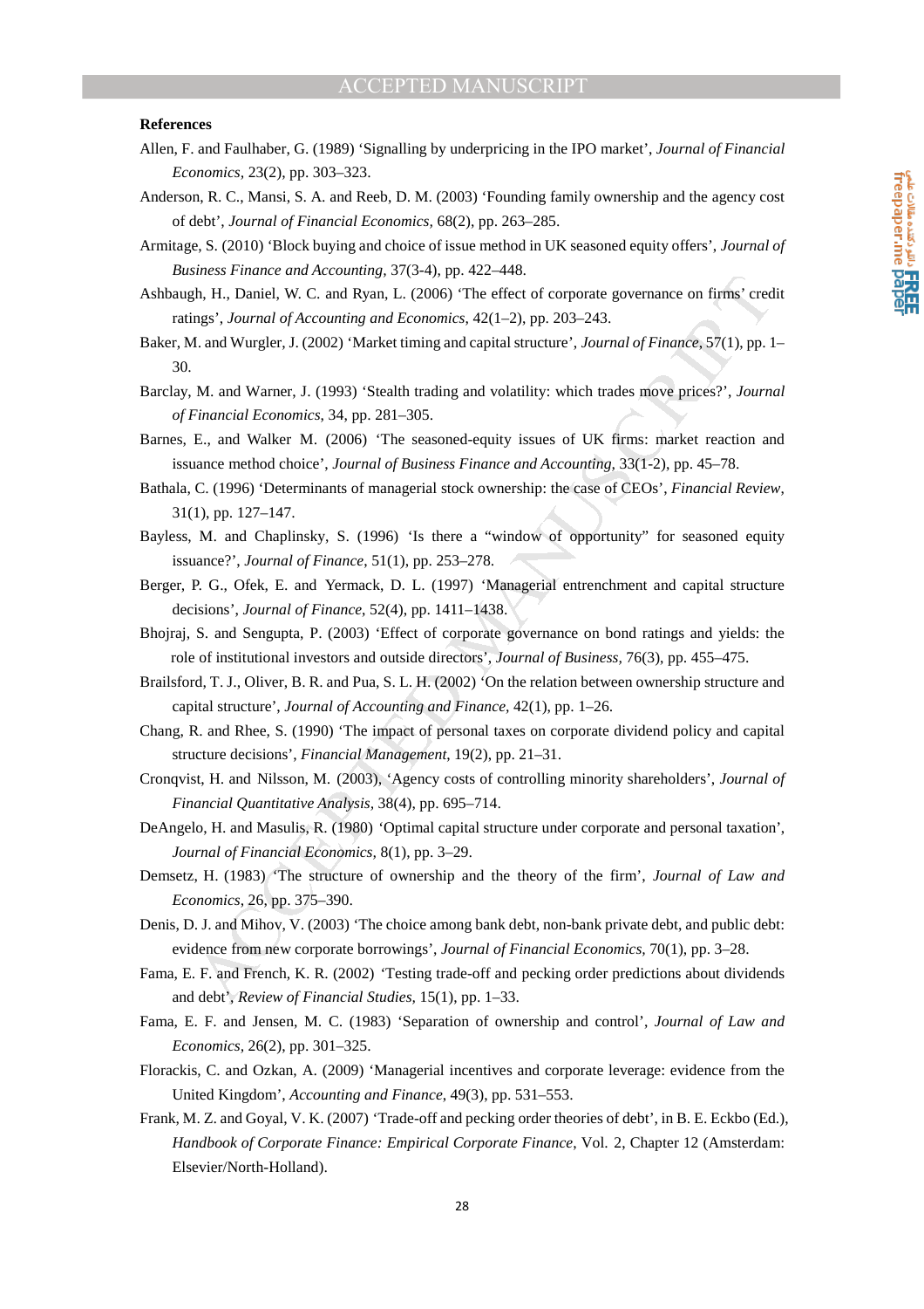## References

Allen, F. and Faulhaber, G. (1989) 'Signalling by underpricing in the IPO market', *Journal of Financial Economics*, 23(2), pp. 303–323.

Anderson, R. C., Mansi, S. A. and Reeb, D. M. (2003) 'Founding family ownership and the agency cost of debt', *Journal of Financial Economics,* 68(2), pp. 263–285.

Armitage, S. (2010) 'Block buying and choice of issue method in UK seasoned equity offers', *Journal of Business Finance and Accounting,* 37(3-4), pp. 422–448.

Ashbaugh, H., Daniel, W. C. and Ryan, L. (2006) 'The effect of corporate governance on firms' credit ratings', *Journal of Accounting and Economics*, 42(1–2), pp. 203–243.

Baker, M. and Wurgler, J. (2002) 'Market timing and capital structure', *Journal of Finance*, 57(1), pp. 1–30.

Barclay, M. and Warner, J. (1993) 'Stealth trading and volatility: which trades move prices?', *Journal of Financial Economics*, 34, pp. 281–305.

Barnes, E., and Walker M. (2006) 'The seasoned-equity issues of UK firms: market reaction and issuance method choice', *Journal of Business Finance and Accounting,* 33(1-2), pp. 45–78.

Bathala, C. (1996) 'Determinants of managerial stock ownership: the case of CEOs', *Financial Review*, 31(1), pp. 127–147.

Bayless, M. and Chaplinsky, S. (1996) 'Is there a "window of opportunity" for seasoned equity issuance?', *Journal of Finance*, 51(1), pp. 253–278.

Berger, P. G., Ofek, E. and Yermack, D. L. (1997) 'Managerial entrenchment and capital structure decisions', *Journal of Finance*, 52(4), pp. 1411–1438.

Bhojraj, S. and Sengupta, P. (2003) 'Effect of corporate governance on bond ratings and yields: the role of institutional investors and outside directors', *Journal of Business,* 76(3), pp. 455–475.

Brailsford, T. J., Oliver, B. R. and Pua, S. L. H. (2002) 'On the relation between ownership structure and capital structure', *Journal of Accounting and Finance,* 42(1), pp. 1–26.

Chang, R. and Rhee, S. (1990) 'The impact of personal taxes on corporate dividend policy and capital structure decisions', *Financial Management*, 19(2), pp. 21–31.

Cronqvist, H. and Nilsson, M. (2003), 'Agency costs of controlling minority shareholders', *Journal of Financial Quantitative Analysis,* 38(4), pp. 695–714.

DeAngelo, H. and Masulis, R. (1980) 'Optimal capital structure under corporate and personal taxation', *Journal of Financial Economics,* 8(1), pp. 3–29.

Demsetz, H. (1983) 'The structure of ownership and the theory of the firm', *Journal of Law and Economics*, 26, pp. 375–390.

Denis, D. J. and Mihov, V. (2003) 'The choice among bank debt, non-bank private debt, and public debt: evidence from new corporate borrowings', *Journal of Financial Economics,* 70(1), pp. 3–28.

Fama, E. F. and French, K. R. (2002) 'Testing trade-off and pecking order predictions about dividends and debt', *Review of Financial Studies,* 15(1), pp. 1–33.

Fama, E. F. and Jensen, M. C. (1983) 'Separation of ownership and control', *Journal of Law and Economics*, 26(2), pp. 301–325.

Florackis, C. and Ozkan, A. (2009) 'Managerial incentives and corporate leverage: evidence from the United Kingdom', *Accounting and Finance*, 49(3), pp. 531–553.

Frank, M. Z. and Goyal, V. K. (2007) 'Trade-off and pecking order theories of debt', in B. E. Eckbo (Ed.), *Handbook of Corporate Finance: Empirical Corporate Finance*, Vol. 2, Chapter 12 (Amsterdam: Elsevier/North-Holland).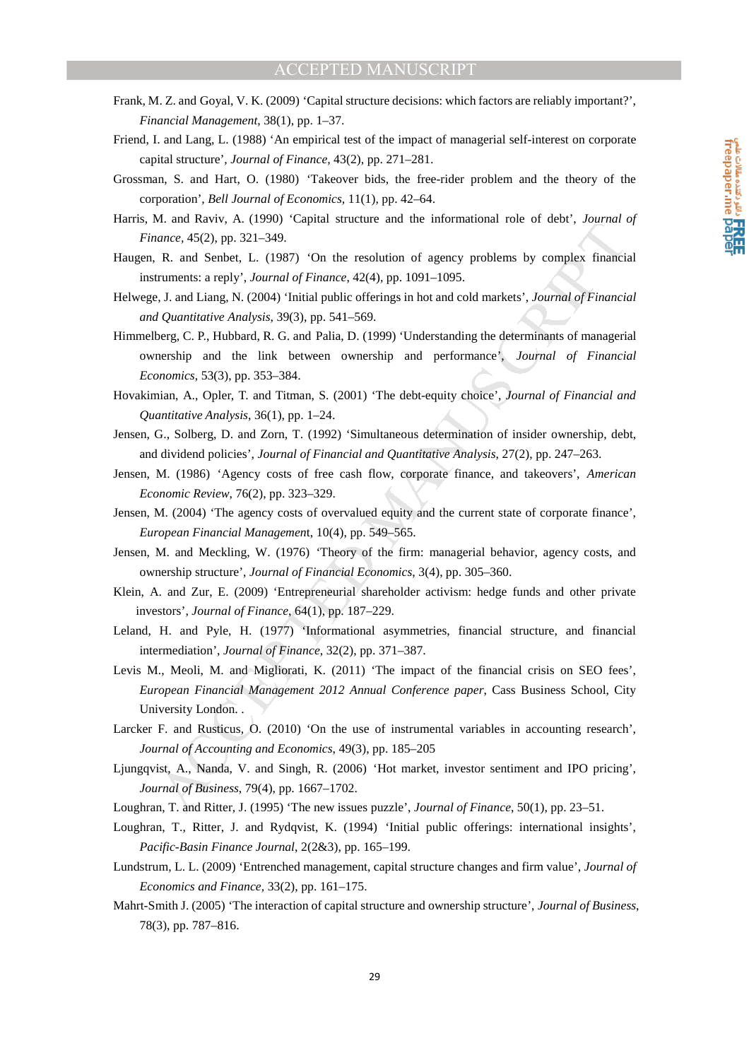Frank, M. Z. and Goyal, V. K. (2009) 'Capital structure decisions: which factors are reliably important?', *Financial Management*, 38(1), pp. 1–37.

Friend, I. and Lang, L. (1988) 'An empirical test of the impact of managerial self-interest on corporate capital structure', *Journal of Finance*, 43(2), pp. 271–281.

Grossman, S. and Hart, O. (1980) 'Takeover bids, the free-rider problem and the theory of the corporation', *Bell Journal of Economics*, 11(1), pp. 42–64.

Harris, M. and Raviv, A. (1990) 'Capital structure and the informational role of debt', *Journal of Finance*, 45(2), pp. 321–349.

Haugen, R. and Senbet, L. (1987) 'On the resolution of agency problems by complex financial instruments: a reply', *Journal of Finance*, 42(4), pp. 1091–1095.

Helwege, J. and Liang, N. (2004) 'Initial public offerings in hot and cold markets', *Journal of Financial and Quantitative Analysis*, 39(3), pp. 541–569.

Himmelberg, C. P., Hubbard, R. G. and Palia, D. (1999) 'Understanding the determinants of managerial ownership and the link between ownership and performance', *Journal of Financial Economics*, 53(3), pp. 353–384.

Hovakimian, A., Opler, T. and Titman, S. (2001) 'The debt-equity choice', *Journal of Financial and Quantitative Analysis*, 36(1), pp. 1–24.

Jensen, G., Solberg, D. and Zorn, T. (1992) 'Simultaneous determination of insider ownership, debt, and dividend policies', *Journal of Financial and Quantitative Analysis*, 27(2), pp. 247–263.

Jensen, M. (1986) 'Agency costs of free cash flow, corporate finance, and takeovers', *American Economic Review*, 76(2), pp. 323–329.

Jensen, M. (2004) 'The agency costs of overvalued equity and the current state of corporate finance', *European Financial Management*, 10(4), pp. 549–565.

Jensen, M. and Meckling, W. (1976) 'Theory of the firm: managerial behavior, agency costs, and ownership structure', *Journal of Financial Economics*, 3(4), pp. 305–360.

Klein, A. and Zur, E. (2009) 'Entrepreneurial shareholder activism: hedge funds and other private investors', *Journal of Finance*, 64(1), pp. 187–229.

Leland, H. and Pyle, H. (1977) 'Informational asymmetries, financial structure, and financial intermediation', *Journal of Finance*, 32(2), pp. 371–387.

Levis M., Meoli, M. and Migliorati, K. (2011) 'The impact of the financial crisis on SEO fees', *European Financial Management 2012 Annual Conference paper*, Cass Business School, City University London. .

Larcker F. and Rusticus, O. (2010) 'On the use of instrumental variables in accounting research', *Journal of Accounting and Economics*, 49(3), pp. 185–205

Ljungqvist, A., Nanda, V. and Singh, R. (2006) 'Hot market, investor sentiment and IPO pricing', *Journal of Business*, 79(4), pp. 1667–1702.

Loughran, T. and Ritter, J. (1995) 'The new issues puzzle', *Journal of Finance*, 50(1), pp. 23–51.

Loughran, T., Ritter, J. and Rydqvist, K. (1994) 'Initial public offerings: international insights', *Pacific-Basin Finance Journal*, 2(2&3), pp. 165–199.

Lundstrum, L. L. (2009) 'Entrenched management, capital structure changes and firm value', *Journal of Economics and Finance*, 33(2), pp. 161–175.

Mahrt-Smith J. (2005) 'The interaction of capital structure and ownership structure', *Journal of Business*, 78(3), pp. 787–816.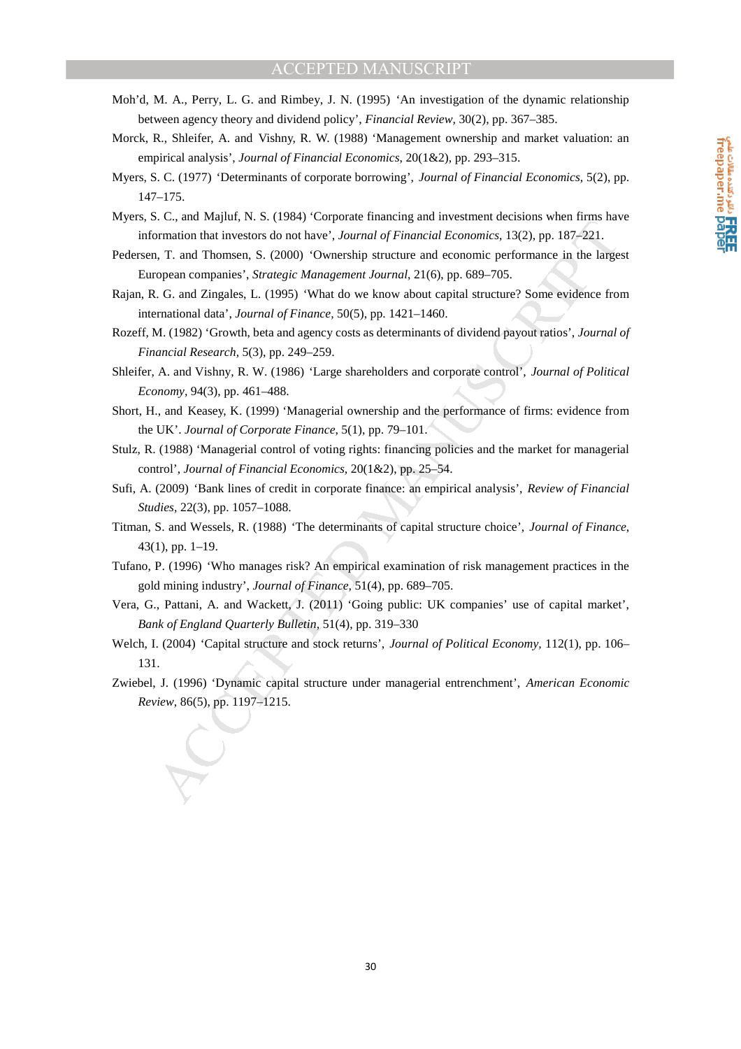Moh'd, M. A., Perry, L. G. and Rimbey, J. N. (1995) 'An investigation of the dynamic relationship between agency theory and dividend policy', *Financial Review,* 30(2), pp. 367–385.

Morck, R., Shleifer, A. and Vishny, R. W. (1988) 'Management ownership and market valuation: an empirical analysis', *Journal of Financial Economics,* 20(1&2), pp. 293–315.

Myers, S. C. (1977) 'Determinants of corporate borrowing', *Journal of Financial Economics*, 5(2), pp. 147–175.

Myers, S. C., and Majluf, N. S. (1984) 'Corporate financing and investment decisions when firms have information that investors do not have', *Journal of Financial Economics*, 13(2), pp. 187–221.

Pedersen, T. and Thomsen, S. (2000) 'Ownership structure and economic performance in the largest European companies', *Strategic Management Journal*, 21(6), pp. 689–705.

Rajan, R. G. and Zingales, L. (1995) 'What do we know about capital structure? Some evidence from international data', *Journal of Finance,* 50(5), pp. 1421–1460.

Rozeff, M. (1982) 'Growth, beta and agency costs as determinants of dividend payout ratios', *Journal of Financial Research,* 5(3), pp. 249–259.

Shleifer, A. and Vishny, R. W. (1986) 'Large shareholders and corporate control', *Journal of Political Economy,* 94(3), pp. 461–488.

Short, H., and Keasey, K. (1999) 'Managerial ownership and the performance of firms: evidence from the UK'. *Journal of Corporate Finance,* 5(1), pp. 79–101.

Stulz, R. (1988) 'Managerial control of voting rights: financing policies and the market for managerial control', *Journal of Financial Economics,* 20(1&2), pp. 25–54.

Sufi, A. (2009) 'Bank lines of credit in corporate finance: an empirical analysis', *Review of Financial Studies,* 22(3), pp. 1057–1088.

Titman, S. and Wessels, R. (1988) 'The determinants of capital structure choice', *Journal of Finance,* 43(1), pp. 1–19.

Tufano, P. (1996) 'Who manages risk? An empirical examination of risk management practices in the gold mining industry', *Journal of Finance,* 51(4), pp. 689–705.

Vera, G., Pattani, A. and Wackett, J. (2011) 'Going public: UK companies' use of capital market', *Bank of England Quarterly Bulletin,* 51(4), pp. 319–330

Welch, I. (2004) 'Capital structure and stock returns', *Journal of Political Economy,* 112(1), pp. 106–131.

Zwiebel, J. (1996) 'Dynamic capital structure under managerial entrenchment', *American Economic Review*, 86(5), pp. 1197–1215.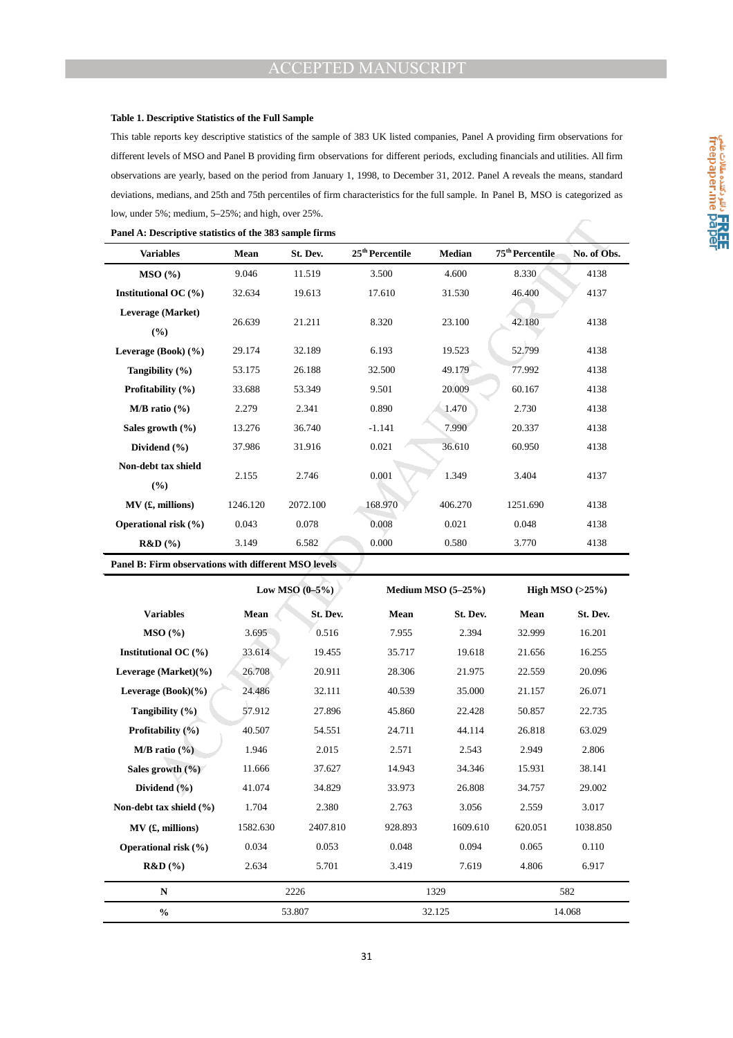**Table 1. Descriptive Statistics of the Full Sample**

This table reports key descriptive statistics of the sample of 383 UK listed companies, Panel A providing firm observations for different levels of MSO and Panel B providing firm observations for different periods, excluding financials and utilities. All firm observations are yearly, based on the period from January 1, 1998, to December 31, 2012. Panel A reveals the means, standard deviations, medians, and 25th and 75th percentiles of firm characteristics for the full sample. In Panel B, MSO is categorized as low, under 5%; medium, 5–25%; and high, over 25%.

**Panel A: Descriptive statistics of the 383 sample firms**

| Variables | Mean | St. Dev. | 25th Percentile | Median | 75th Percentile | No. of Obs. |
|---|---|---|---|---|---|---|
| MSO (%) | 9.046 | 11.519 | 3.500 | 4.600 | 8.330 | 4138 |
| Institutional OC (%) | 32.634 | 19.613 | 17.610 | 31.530 | 46.400 | 4137 |
| Leverage (Market) (%) | 26.639 | 21.211 | 8.320 | 23.100 | 42.180 | 4138 |
| Leverage (Book) (%) | 29.174 | 32.189 | 6.193 | 19.523 | 52.799 | 4138 |
| Tangibility (%) | 53.175 | 26.188 | 32.500 | 49.179 | 77.992 | 4138 |
| Profitability (%) | 33.688 | 53.349 | 9.501 | 20.009 | 60.167 | 4138 |
| M/B ratio (%) | 2.279 | 2.341 | 0.890 | 1.470 | 2.730 | 4138 |
| Sales growth (%) | 13.276 | 36.740 | -1.141 | 7.990 | 20.337 | 4138 |
| Dividend (%) | 37.986 | 31.916 | 0.021 | 36.610 | 60.950 | 4138 |
| Non-debt tax shield (%) | 2.155 | 2.746 | 0.001 | 1.349 | 3.404 | 4137 |
| MV (£, millions) | 1246.120 | 2072.100 | 168.970 | 406.270 | 1251.690 | 4138 |
| Operational risk (%) | 0.043 | 0.078 | 0.008 | 0.021 | 0.048 | 4138 |
| R&D (%) | 3.149 | 6.582 | 0.000 | 0.580 | 3.770 | 4138 |

**Panel B: Firm observations with different MSO levels**

| | Low MSO (0–5%) | | Medium MSO (5–25%) | | High MSO (>25%) | |
|---|---|---|---|---|---|---|
| Variables | Mean | St. Dev. | Mean | St. Dev. | Mean | St. Dev. |
| MSO (%) | 3.695 | 0.516 | 7.955 | 2.394 | 32.999 | 16.201 |
| Institutional OC (%) | 33.614 | 19.455 | 35.717 | 19.618 | 21.656 | 16.255 |
| Leverage (Market)(%) | 26.708 | 20.911 | 28.306 | 21.975 | 22.559 | 20.096 |
| Leverage (Book)(%) | 24.486 | 32.111 | 40.539 | 35.000 | 21.157 | 26.071 |
| Tangibility (%) | 57.912 | 27.896 | 45.860 | 22.428 | 50.857 | 22.735 |
| Profitability (%) | 40.507 | 54.551 | 24.711 | 44.114 | 26.818 | 63.029 |
| M/B ratio (%) | 1.946 | 2.015 | 2.571 | 2.543 | 2.949 | 2.806 |
| Sales growth (%) | 11.666 | 37.627 | 14.943 | 34.346 | 15.931 | 38.141 |
| Dividend (%) | 41.074 | 34.829 | 33.973 | 26.808 | 34.757 | 29.002 |
| Non-debt tax shield (%) | 1.704 | 2.380 | 2.763 | 3.056 | 2.559 | 3.017 |
| MV (£, millions) | 1582.630 | 2407.810 | 928.893 | 1609.610 | 620.051 | 1038.850 |
| Operational risk (%) | 0.034 | 0.053 | 0.048 | 0.094 | 0.065 | 0.110 |
| R&D (%) | 2.634 | 5.701 | 3.419 | 7.619 | 4.806 | 6.917 |
| N | 2226 | | 1329 | | 582 | |
| % | 53.807 | | 32.125 | | 14.068 | |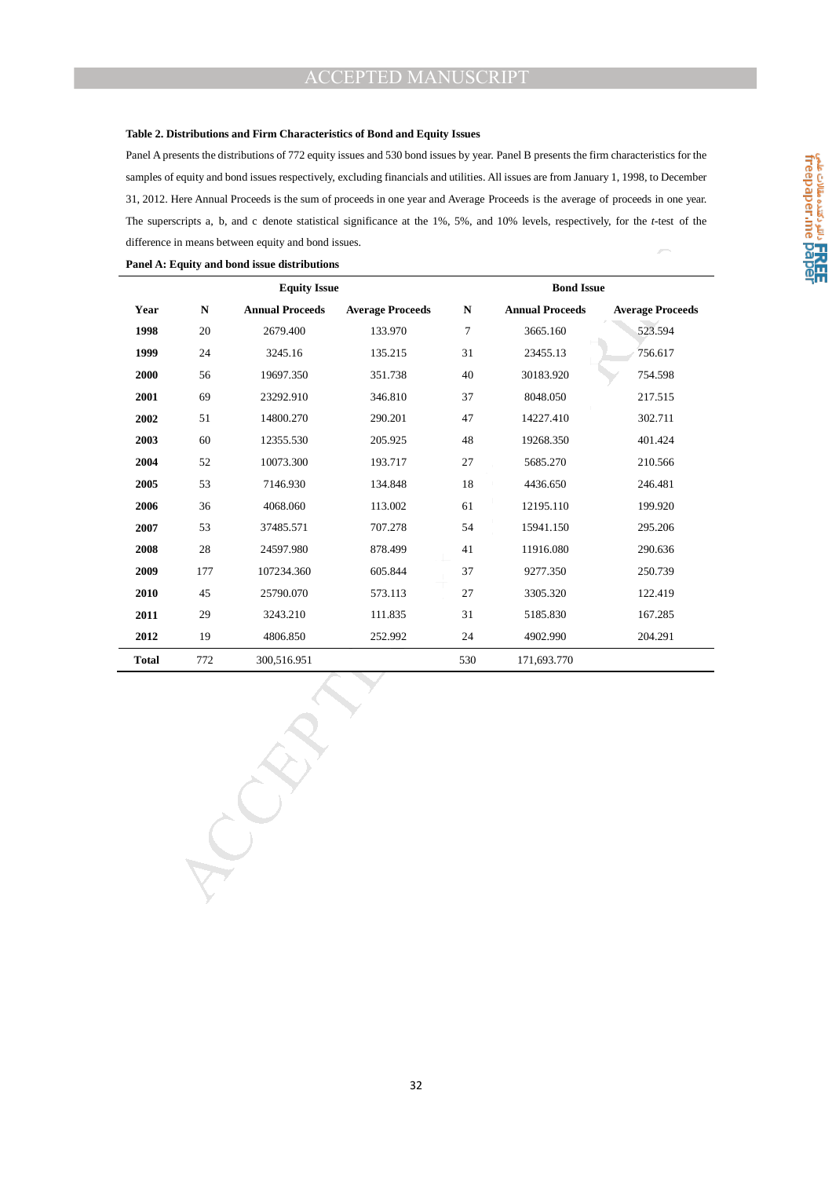**Table 2. Distributions and Firm Characteristics of Bond and Equity Issues**

Panel A presents the distributions of 772 equity issues and 530 bond issues by year. Panel B presents the firm characteristics for the samples of equity and bond issues respectively, excluding financials and utilities. All issues are from January 1, 1998, to December 31, 2012. Here Annual Proceeds is the sum of proceeds in one year and Average Proceeds is the average of proceeds in one year. The superscripts a, b, and c denote statistical significance at the 1%, 5%, and 10% levels, respectively, for the *t*-test of the difference in means between equity and bond issues.

**Panel A: Equity and bond issue distributions**

| | Equity Issue | | | Bond Issue | | |
|---|---|---|---|---|---|---|
| **Year** | **N** | **Annual Proceeds** | **Average Proceeds** | **N** | **Annual Proceeds** | **Average Proceeds** |
| **1998** | 20 | 2679.400 | 133.970 | 7 | 3665.160 | 523.594 |
| **1999** | 24 | 3245.16 | 135.215 | 31 | 23455.13 | 756.617 |
| **2000** | 56 | 19697.350 | 351.738 | 40 | 30183.920 | 754.598 |
| **2001** | 69 | 23292.910 | 346.810 | 37 | 8048.050 | 217.515 |
| **2002** | 51 | 14800.270 | 290.201 | 47 | 14227.410 | 302.711 |
| **2003** | 60 | 12355.530 | 205.925 | 48 | 19268.350 | 401.424 |
| **2004** | 52 | 10073.300 | 193.717 | 27 | 5685.270 | 210.566 |
| **2005** | 53 | 7146.930 | 134.848 | 18 | 4436.650 | 246.481 |
| **2006** | 36 | 4068.060 | 113.002 | 61 | 12195.110 | 199.920 |
| **2007** | 53 | 37485.571 | 707.278 | 54 | 15941.150 | 295.206 |
| **2008** | 28 | 24597.980 | 878.499 | 41 | 11916.080 | 290.636 |
| **2009** | 177 | 107234.360 | 605.844 | 37 | 9277.350 | 250.739 |
| **2010** | 45 | 25790.070 | 573.113 | 27 | 3305.320 | 122.419 |
| **2011** | 29 | 3243.210 | 111.835 | 31 | 5185.830 | 167.285 |
| **2012** | 19 | 4806.850 | 252.992 | 24 | 4902.990 | 204.291 |
| **Total** | 772 | 300,516.951 | | 530 | 171,693.770 | |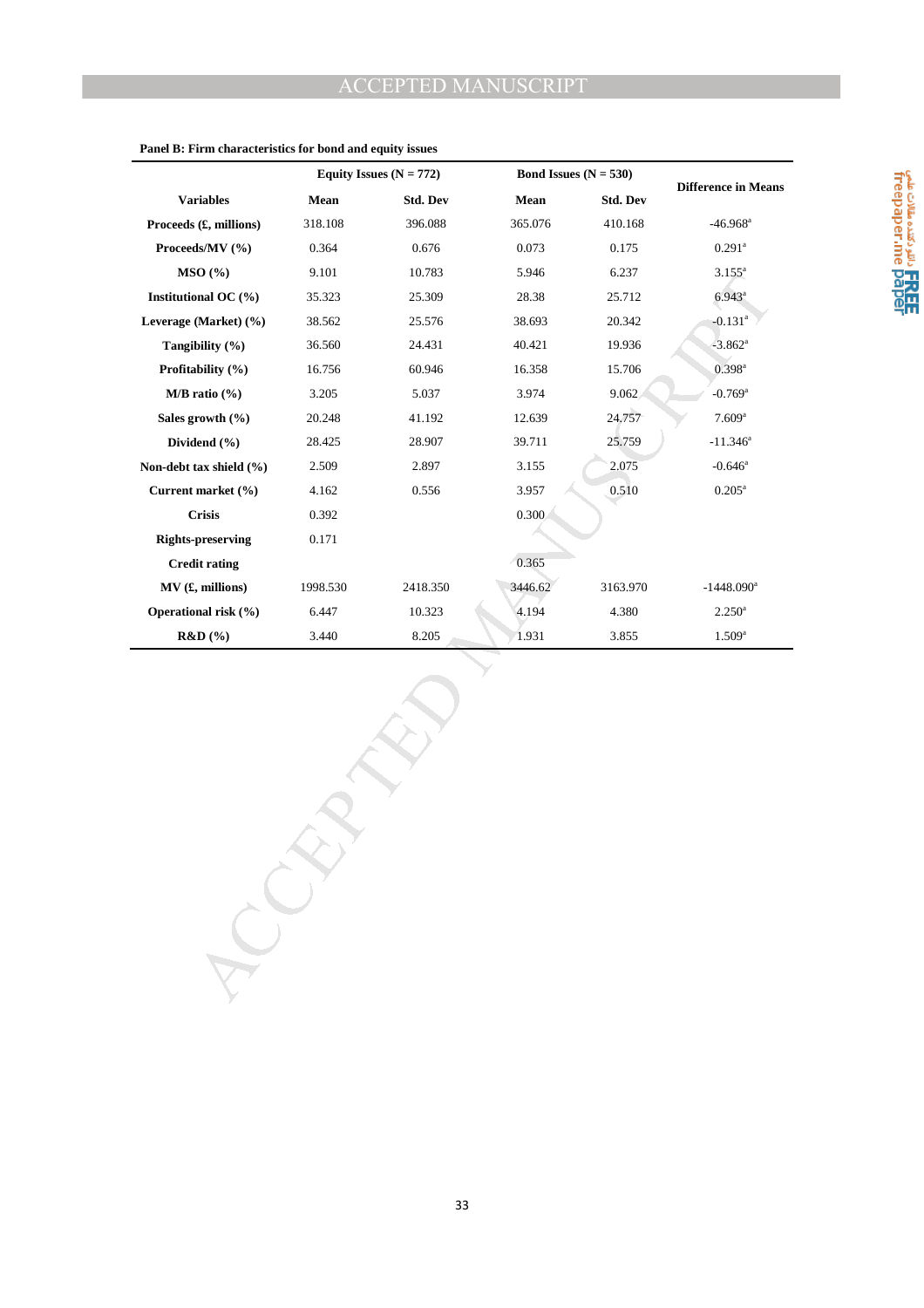**Panel B: Firm characteristics for bond and equity issues**

| Variables | Equity Issues (N = 772) | | Bond Issues (N = 530) | | Difference in Means |
|---|---|---|---|---|---|
| | Mean | Std. Dev | Mean | Std. Dev | |
| **Proceeds (£, millions)** | 318.108 | 396.088 | 365.076 | 410.168 | -46.968[a] |
| **Proceeds/MV (%)** | 0.364 | 0.676 | 0.073 | 0.175 | 0.291[a] |
| **MSO (%)** | 9.101 | 10.783 | 5.946 | 6.237 | 3.155[a] |
| **Institutional OC (%)** | 35.323 | 25.309 | 28.38 | 25.712 | 6.943[a] |
| **Leverage (Market) (%)** | 38.562 | 25.576 | 38.693 | 20.342 | -0.131[a] |
| **Tangibility (%)** | 36.560 | 24.431 | 40.421 | 19.936 | -3.862[a] |
| **Profitability (%)** | 16.756 | 60.946 | 16.358 | 15.706 | 0.398[a] |
| **M/B ratio (%)** | 3.205 | 5.037 | 3.974 | 9.062 | -0.769[a] |
| **Sales growth (%)** | 20.248 | 41.192 | 12.639 | 24.757 | 7.609[a] |
| **Dividend (%)** | 28.425 | 28.907 | 39.711 | 25.759 | -11.346[a] |
| **Non-debt tax shield (%)** | 2.509 | 2.897 | 3.155 | 2.075 | -0.646[a] |
| **Current market (%)** | 4.162 | 0.556 | 3.957 | 0.510 | 0.205[a] |
| **Crisis** | 0.392 | | 0.300 | | |
| **Rights-preserving** | 0.171 | | | | |
| **Credit rating** | | | 0.365 | | |
| **MV (£, millions)** | 1998.530 | 2418.350 | 3446.62 | 3163.970 | -1448.090[a] |
| **Operational risk (%)** | 6.447 | 10.323 | 4.194 | 4.380 | 2.250[a] |
| **R&D (%)** | 3.440 | 8.205 | 1.931 | 3.855 | 1.509[a] |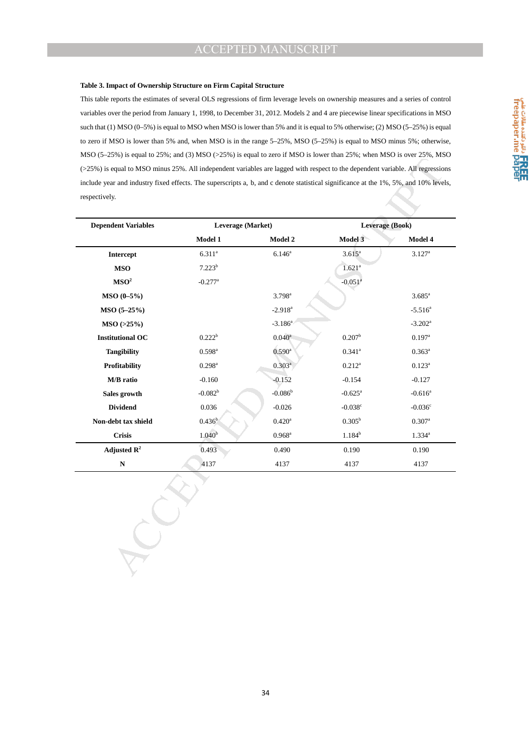**Table 3. Impact of Ownership Structure on Firm Capital Structure**

This table reports the estimates of several OLS regressions of firm leverage levels on ownership measures and a series of control variables over the period from January 1, 1998, to December 31, 2012. Models 2 and 4 are piecewise linear specifications in MSO such that (1) MSO (0–5%) is equal to MSO when MSO is lower than 5% and it is equal to 5% otherwise; (2) MSO (5–25%) is equal to zero if MSO is lower than 5% and, when MSO is in the range 5–25%, MSO (5–25%) is equal to MSO minus 5%; otherwise, MSO (5–25%) is equal to 25%; and (3) MSO (>25%) is equal to zero if MSO is lower than 25%; when MSO is over 25%, MSO (>25%) is equal to MSO minus 25%. All independent variables are lagged with respect to the dependent variable. All regressions include year and industry fixed effects. The superscripts a, b, and c denote statistical significance at the 1%, 5%, and 10% levels, respectively.

| **Dependent Variables** | **Leverage (Market)** | | **Leverage (Book)** | |
|---|---|---|---|---|
| | **Model 1** | **Model 2** | **Model 3** | **Model 4** |
| **Intercept** | 6.311[a] | 6.146[a] | 3.615[a] | 3.127[a] |
| **MSO** | 7.223[b] | | 1.621[a] | |
| **MSO$^2$** | -0.277[a] | | -0.051[a] | |
| **MSO (0–5%)** | | 3.798[a] | | 3.685[a] |
| **MSO (5–25%)** | | -2.918[a] | | -5.516[a] |
| **MSO (>25%)** | | -3.186[a] | | -3.202[a] |
| **Institutional OC** | 0.222[b] | 0.040[a] | 0.207[b] | 0.197[a] |
| **Tangibility** | 0.598[a] | 0.590[a] | 0.341[a] | 0.363[a] |
| **Profitability** | 0.298[a] | 0.303[a] | 0.212[a] | 0.123[a] |
| **M/B ratio** | -0.160 | -0.152 | -0.154 | -0.127 |
| **Sales growth** | -0.082[b] | -0.086[b] | -0.625[a] | -0.616[a] |
| **Dividend** | 0.036 | -0.026 | -0.038[c] | -0.036[c] |
| **Non-debt tax shield** | 0.436[b] | 0.420[a] | 0.305[b] | 0.307[a] |
| **Crisis** | 1.040[b] | 0.968[a] | 1.184[b] | 1.334[a] |
| **Adjusted $R^2$** | 0.493 | 0.490 | 0.190 | 0.190 |
| **N** | 4137 | 4137 | 4137 | 4137 |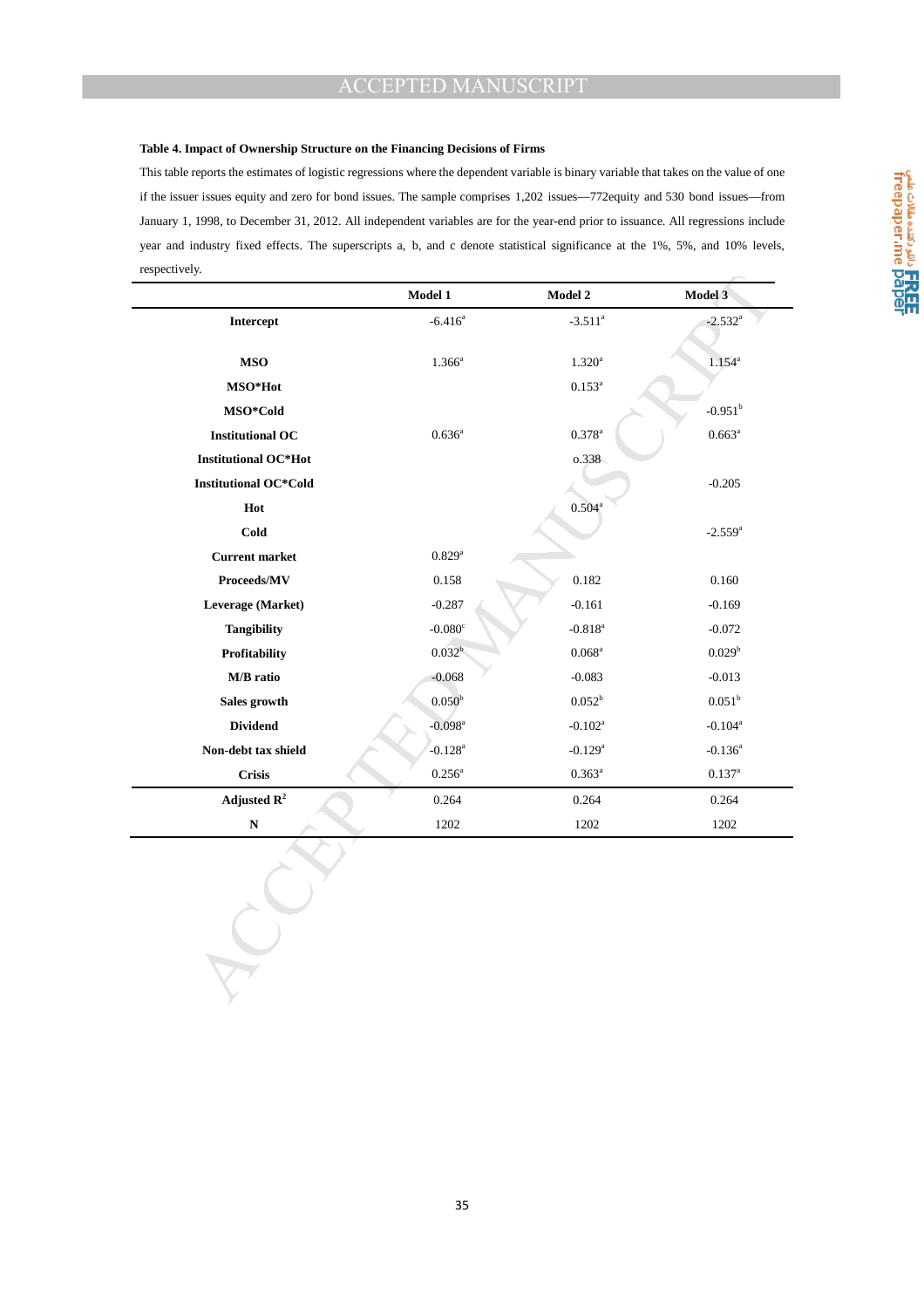**Table 4. Impact of Ownership Structure on the Financing Decisions of Firms**

This table reports the estimates of logistic regressions where the dependent variable is binary variable that takes on the value of one if the issuer issues equity and zero for bond issues. The sample comprises 1,202 issues—772equity and 530 bond issues—from January 1, 1998, to December 31, 2012. All independent variables are for the year-end prior to issuance. All regressions include year and industry fixed effects. The superscripts a, b, and c denote statistical significance at the 1%, 5%, and 10% levels, respectively.

| | Model 1 | Model 2 | Model 3 |
|---|---|---|---|
| **Intercept** | -6.416[a] | -3.511[a] | -2.532[a] |
| **MSO** | 1.366[a] | 1.320[a] | 1.154[a] |
| **MSO*Hot** | | 0.153[a] | |
| **MSO*Cold** | | | -0.951[b] |
| **Institutional OC** | 0.636[a] | 0.378[a] | 0.663[a] |
| **Institutional OC*Hot** | | o.338 | |
| **Institutional OC*Cold** | | | -0.205 |
| **Hot** | | 0.504[a] | |
| **Cold** | | | -2.559[a] |
| **Current market** | 0.829[a] | | |
| **Proceeds/MV** | 0.158 | 0.182 | 0.160 |
| **Leverage (Market)** | -0.287 | -0.161 | -0.169 |
| **Tangibility** | -0.080[c] | -0.818[a] | -0.072 |
| **Profitability** | 0.032[b] | 0.068[a] | 0.029[b] |
| **M/B ratio** | -0.068 | -0.083 | -0.013 |
| **Sales growth** | 0.050[b] | 0.052[b] | 0.051[b] |
| **Dividend** | -0.098[a] | -0.102[a] | -0.104[a] |
| **Non-debt tax shield** | -0.128[a] | -0.129[a] | -0.136[a] |
| **Crisis** | 0.256[a] | 0.363[a] | 0.137[a] |
| **Adjusted $R^2$** | 0.264 | 0.264 | 0.264 |
| **N** | 1202 | 1202 | 1202 |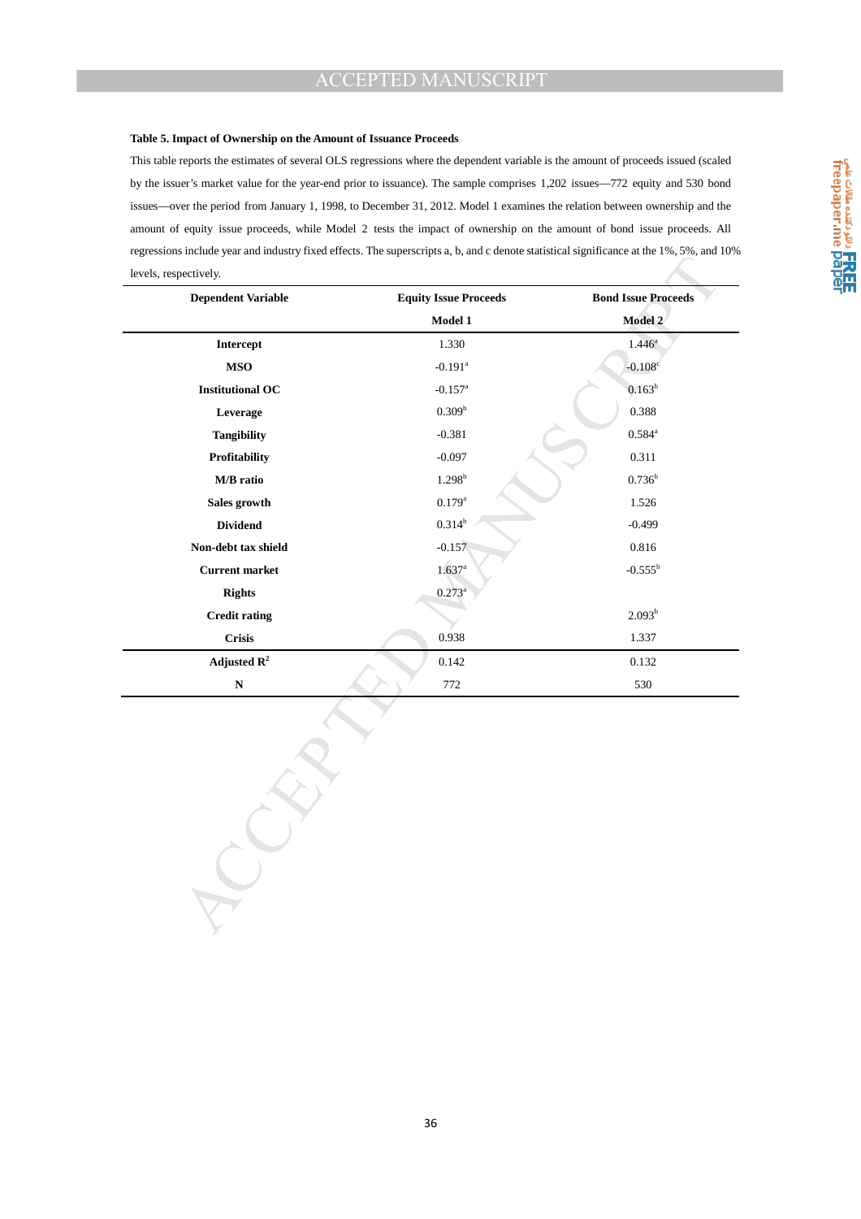**Table 5. Impact of Ownership on the Amount of Issuance Proceeds**

This table reports the estimates of several OLS regressions where the dependent variable is the amount of proceeds issued (scaled by the issuer's market value for the year-end prior to issuance). The sample comprises 1,202 issues—772 equity and 530 bond issues—over the period from January 1, 1998, to December 31, 2012. Model 1 examines the relation between ownership and the amount of equity issue proceeds, while Model 2 tests the impact of ownership on the amount of bond issue proceeds. All regressions include year and industry fixed effects. The superscripts a, b, and c denote statistical significance at the 1%, 5%, and 10% levels, respectively.

| Dependent Variable | Equity Issue Proceeds | Bond Issue Proceeds |
|---|---|---|
| | Model 1 | Model 2 |
| Intercept | 1.330 | 1.446[a] |
| MSO | -0.191[a] | -0.108[c] |
| Institutional OC | -0.157[a] | 0.163[b] |
| Leverage | 0.309[b] | 0.388 |
| Tangibility | -0.381 | 0.584[a] |
| Profitability | -0.097 | 0.311 |
| M/B ratio | 1.298[b] | 0.736[b] |
| Sales growth | 0.179[a] | 1.526 |
| Dividend | 0.314[b] | -0.499 |
| Non-debt tax shield | -0.157 | 0.816 |
| Current market | 1.637[a] | -0.555[b] |
| Rights | 0.273[a] | |
| Credit rating | | 2.093[b] |
| Crisis | 0.938 | 1.337 |
| Adjusted $R^2$ | 0.142 | 0.132 |
| N | 772 | 530 |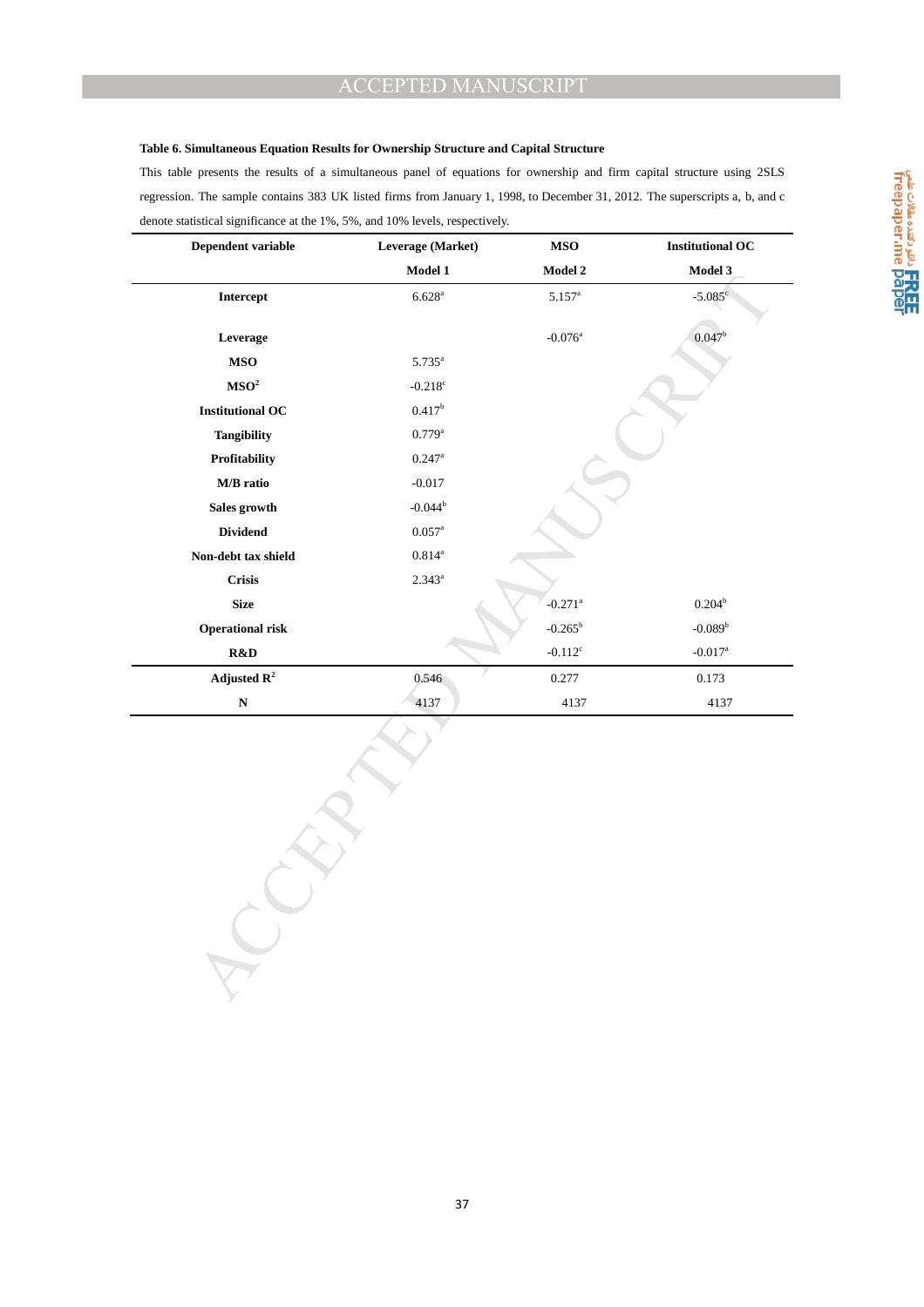**Table 6. Simultaneous Equation Results for Ownership Structure and Capital Structure**

This table presents the results of a simultaneous panel of equations for ownership and firm capital structure using 2SLS regression. The sample contains 383 UK listed firms from January 1, 1998, to December 31, 2012. The superscripts a, b, and c denote statistical significance at the 1%, 5%, and 10% levels, respectively.

| Dependent variable | Leverage (Market) | MSO | Institutional OC |
|---|---|---|---|
| | Model 1 | Model 2 | Model 3 |
| Intercept | 6.628[a] | 5.157[a] | -5.085[c] |
| Leverage | | -0.076[a] | 0.047[b] |
| MSO | 5.735[a] | | |
| $MSO^2$ | -0.218[c] | | |
| Institutional OC | 0.417[b] | | |
| Tangibility | 0.779[a] | | |
| Profitability | 0.247[a] | | |
| M/B ratio | -0.017 | | |
| Sales growth | -0.044[b] | | |
| Dividend | 0.057[a] | | |
| Non-debt tax shield | 0.814[a] | | |
| Crisis | 2.343[a] | | |
| Size | | -0.271[a] | 0.204[b] |
| Operational risk | | -0.265[b] | -0.089[b] |
| R&D | | -0.112[c] | -0.017[a] |
| Adjusted $R^2$ | 0.546 | 0.277 | 0.173 |
| N | 4137 | 4137 | 4137 |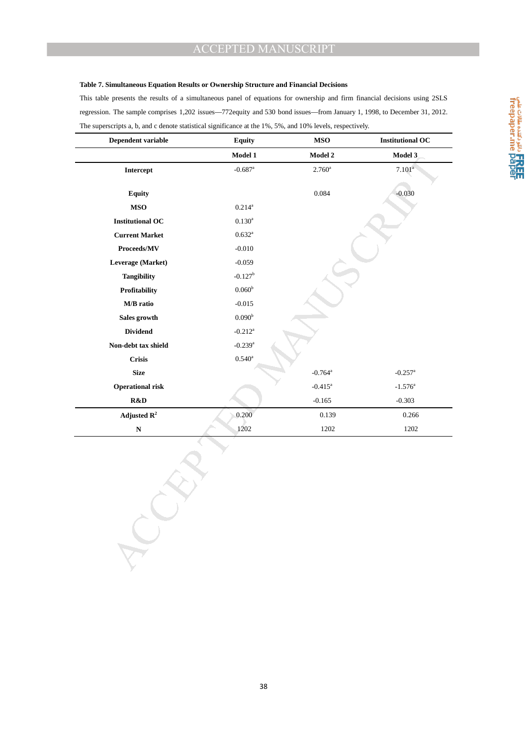**Table 7. Simultaneous Equation Results or Ownership Structure and Financial Decisions**

This table presents the results of a simultaneous panel of equations for ownership and firm financial decisions using 2SLS regression. The sample comprises 1,202 issues—772equity and 530 bond issues—from January 1, 1998, to December 31, 2012. The superscripts a, b, and c denote statistical significance at the 1%, 5%, and 10% levels, respectively.

| Dependent variable | Equity | MSO | Institutional OC |
|---|---|---|---|
| | Model 1 | Model 2 | Model 3 |
| Intercept | -0.687[a] | 2.760[a] | 7.101[a] |
| Equity | | 0.084 | -0.030 |
| MSO | 0.214[a] | | |
| Institutional OC | 0.130[a] | | |
| Current Market | 0.632[a] | | |
| Proceeds/MV | -0.010 | | |
| Leverage (Market) | -0.059 | | |
| Tangibility | -0.127[b] | | |
| Profitability | 0.060[b] | | |
| M/B ratio | -0.015 | | |
| Sales growth | 0.090[b] | | |
| Dividend | -0.212[a] | | |
| Non-debt tax shield | -0.239[a] | | |
| Crisis | 0.540[a] | | |
| Size | | -0.764[a] | -0.257[a] |
| Operational risk | | -0.415[a] | -1.576[a] |
| R&D | | -0.165 | -0.303 |
| Adjusted $R^2$ | 0.200 | 0.139 | 0.266 |
| N | 1202 | 1202 | 1202 |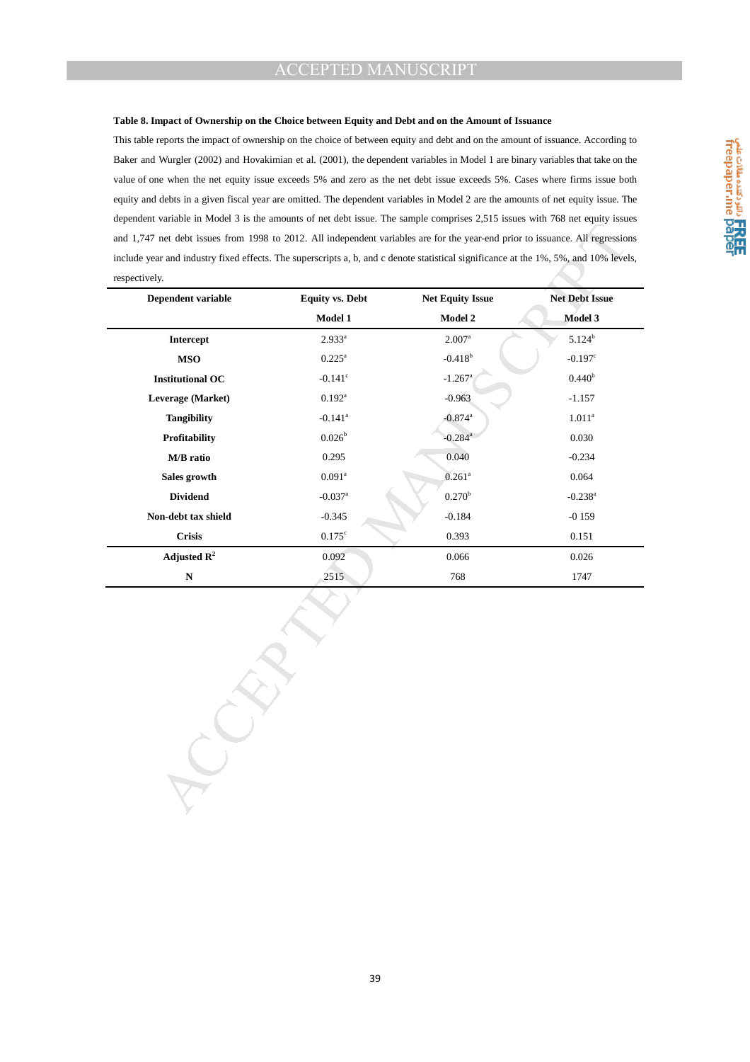**Table 8. Impact of Ownership on the Choice between Equity and Debt and on the Amount of Issuance**

This table reports the impact of ownership on the choice of between equity and debt and on the amount of issuance. According to Baker and Wurgler (2002) and Hovakimian et al. (2001), the dependent variables in Model 1 are binary variables that take on the value of one when the net equity issue exceeds 5% and zero as the net debt issue exceeds 5%. Cases where firms issue both equity and debts in a given fiscal year are omitted. The dependent variables in Model 2 are the amounts of net equity issue. The dependent variable in Model 3 is the amounts of net debt issue. The sample comprises 2,515 issues with 768 net equity issues and 1,747 net debt issues from 1998 to 2012. All independent variables are for the year-end prior to issuance. All regressions include year and industry fixed effects. The superscripts a, b, and c denote statistical significance at the 1%, 5%, and 10% levels, respectively.

| Dependent variable | Equity vs. Debt | Net Equity Issue | Net Debt Issue |
|---|---|---|---|
| | Model 1 | Model 2 | Model 3 |
| Intercept | 2.933[a] | 2.007[a] | 5.124[b] |
| MSO | 0.225[a] | -0.418[b] | -0.197[c] |
| Institutional OC | -0.141[c] | -1.267[a] | 0.440[b] |
| Leverage (Market) | 0.192[a] | -0.963 | -1.157 |
| Tangibility | -0.141[a] | -0.874[a] | 1.011[a] |
| Profitability | 0.026[b] | -0.284[a] | 0.030 |
| M/B ratio | 0.295 | 0.040 | -0.234 |
| Sales growth | 0.091[a] | 0.261[a] | 0.064 |
| Dividend | -0.037[a] | 0.270[b] | -0.238[a] |
| Non-debt tax shield | -0.345 | -0.184 | -0 159 |
| Crisis | 0.175[c] | 0.393 | 0.151 |
| Adjusted $R^2$ | 0.092 | 0.066 | 0.026 |
| N | 2515 | 768 | 1747 |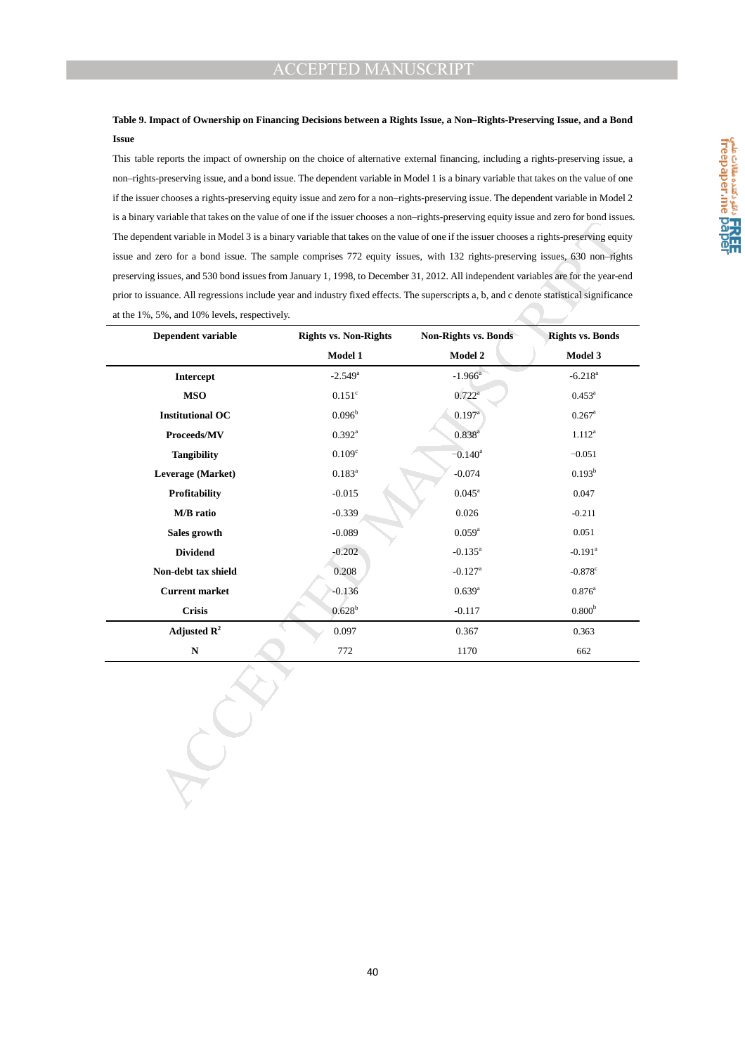**Table 9. Impact of Ownership on Financing Decisions between a Rights Issue, a Non–Rights-Preserving Issue, and a Bond Issue**

This table reports the impact of ownership on the choice of alternative external financing, including a rights-preserving issue, a non–rights-preserving issue, and a bond issue. The dependent variable in Model 1 is a binary variable that takes on the value of one if the issuer chooses a rights-preserving equity issue and zero for a non–rights-preserving issue. The dependent variable in Model 2 is a binary variable that takes on the value of one if the issuer chooses a non–rights-preserving equity issue and zero for bond issues. The dependent variable in Model 3 is a binary variable that takes on the value of one if the issuer chooses a rights-preserving equity issue and zero for a bond issue. The sample comprises 772 equity issues, with 132 rights-preserving issues, 630 non–rights preserving issues, and 530 bond issues from January 1, 1998, to December 31, 2012. All independent variables are for the year-end prior to issuance. All regressions include year and industry fixed effects. The superscripts a, b, and c denote statistical significance at the 1%, 5%, and 10% levels, respectively.

| Dependent variable | Rights vs. Non-Rights | Non-Rights vs. Bonds | Rights vs. Bonds |
|---|---|---|---|
| | Model 1 | Model 2 | Model 3 |
| Intercept | -2.549[a] | -1.966[a] | -6.218[a] |
| MSO | 0.151[c] | 0.722[a] | 0.453[a] |
| Institutional OC | 0.096[b] | 0.197[a] | 0.267[a] |
| Proceeds/MV | 0.392[a] | 0.838[a] | 1.112[a] |
| Tangibility | 0.109[c] | −0.140[a] | −0.051 |
| Leverage (Market) | 0.183[a] | -0.074 | 0.193[b] |
| Profitability | -0.015 | 0.045[a] | 0.047 |
| M/B ratio | -0.339 | 0.026 | -0.211 |
| Sales growth | -0.089 | 0.059[a] | 0.051 |
| Dividend | -0.202 | -0.135[a] | -0.191[a] |
| Non-debt tax shield | 0.208 | -0.127[a] | -0.878[c] |
| Current market | -0.136 | 0.639[a] | 0.876[a] |
| Crisis | 0.628[b] | -0.117 | 0.800[b] |
| Adjusted $R^2$ | 0.097 | 0.367 | 0.363 |
| N | 772 | 1170 | 662 |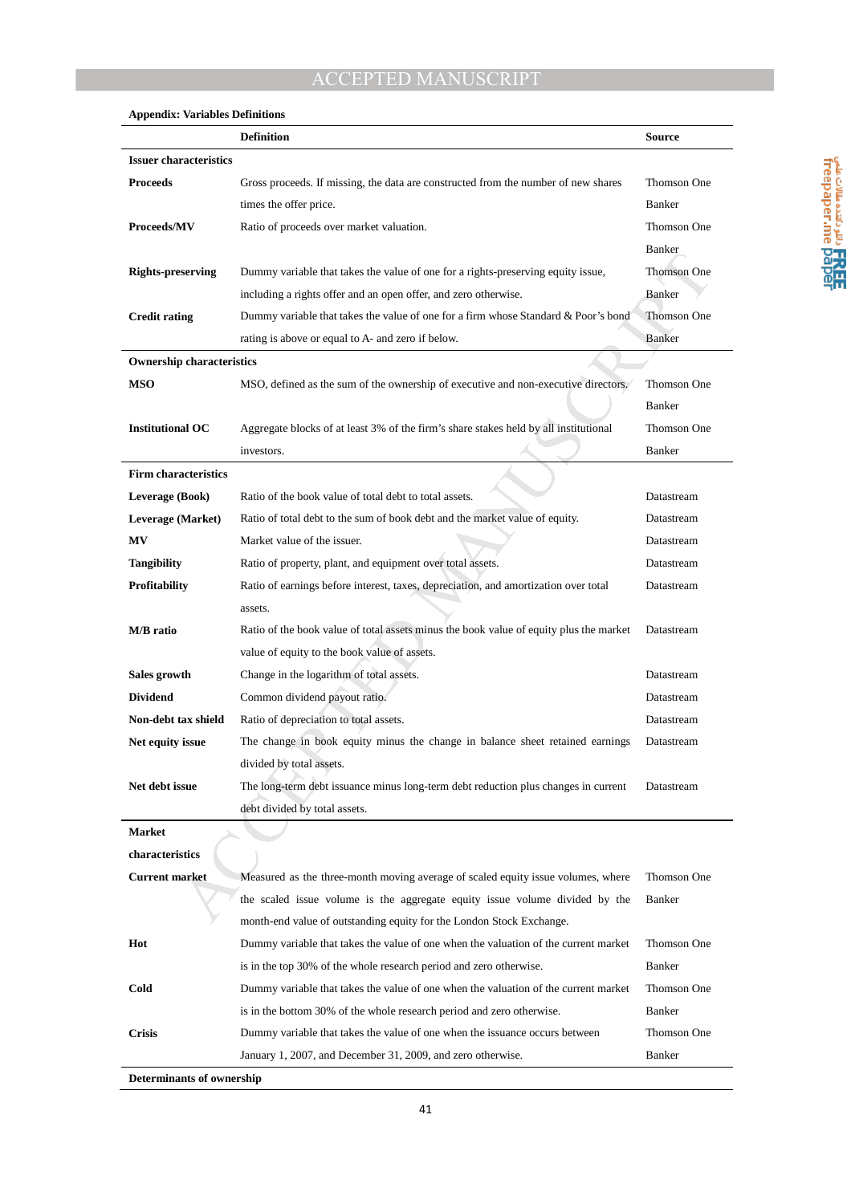**Appendix: Variables Definitions**

| | Definition | Source |
|---|---|---|
| **Issuer characteristics** | | |
| **Proceeds** | Gross proceeds. If missing, the data are constructed from the number of new shares times the offer price. | Thomson One Banker |
| **Proceeds/MV** | Ratio of proceeds over market valuation. | Thomson One Banker |
| **Rights-preserving** | Dummy variable that takes the value of one for a rights-preserving equity issue, including a rights offer and an open offer, and zero otherwise. | Thomson One Banker |
| **Credit rating** | Dummy variable that takes the value of one for a firm whose Standard & Poor's bond rating is above or equal to A- and zero if below. | Thomson One Banker |
| **Ownership characteristics** | | |
| **MSO** | MSO, defined as the sum of the ownership of executive and non-executive directors. | Thomson One Banker |
| **Institutional OC** | Aggregate blocks of at least 3% of the firm's share stakes held by all institutional investors. | Thomson One Banker |
| **Firm characteristics** | | |
| **Leverage (Book)** | Ratio of the book value of total debt to total assets. | Datastream |
| **Leverage (Market)** | Ratio of total debt to the sum of book debt and the market value of equity. | Datastream |
| **MV** | Market value of the issuer. | Datastream |
| **Tangibility** | Ratio of property, plant, and equipment over total assets. | Datastream |
| **Profitability** | Ratio of earnings before interest, taxes, depreciation, and amortization over total assets. | Datastream |
| **M/B ratio** | Ratio of the book value of total assets minus the book value of equity plus the market value of equity to the book value of assets. | Datastream |
| **Sales growth** | Change in the logarithm of total assets. | Datastream |
| **Dividend** | Common dividend payout ratio. | Datastream |
| **Non-debt tax shield** | Ratio of depreciation to total assets. | Datastream |
| **Net equity issue** | The change in book equity minus the change in balance sheet retained earnings divided by total assets. | Datastream |
| **Net debt issue** | The long-term debt issuance minus long-term debt reduction plus changes in current debt divided by total assets. | Datastream |
| **Market characteristics** | | |
| **Current market** | Measured as the three-month moving average of scaled equity issue volumes, where the scaled issue volume is the aggregate equity issue volume divided by the month-end value of outstanding equity for the London Stock Exchange. | Thomson One Banker |
| **Hot** | Dummy variable that takes the value of one when the valuation of the current market is in the top 30% of the whole research period and zero otherwise. | Thomson One Banker |
| **Cold** | Dummy variable that takes the value of one when the valuation of the current market is in the bottom 30% of the whole research period and zero otherwise. | Thomson One Banker |
| **Crisis** | Dummy variable that takes the value of one when the issuance occurs between January 1, 2007, and December 31, 2009, and zero otherwise. | Thomson One Banker |
| **Determinants of ownership** | | |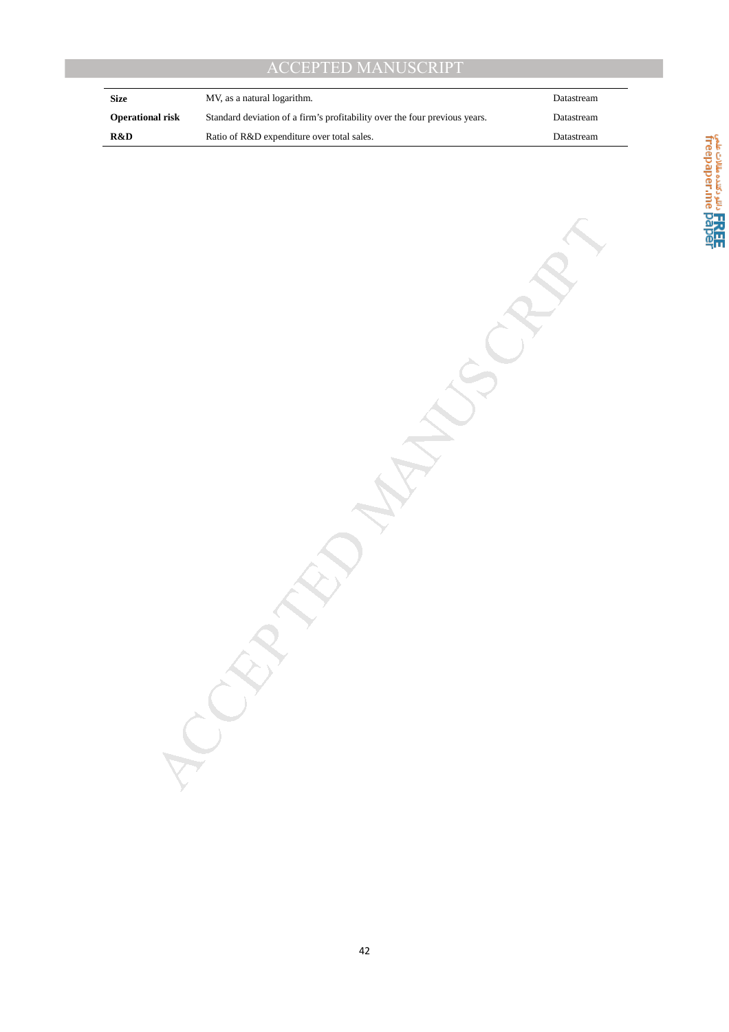| | | |
|---|---|---|
| **Size** | MV, as a natural logarithm. | Datastream |
| **Operational risk** | Standard deviation of a firm's profitability over the four previous years. | Datastream |
| **R&D** | Ratio of R&D expenditure over total sales. | Datastream |